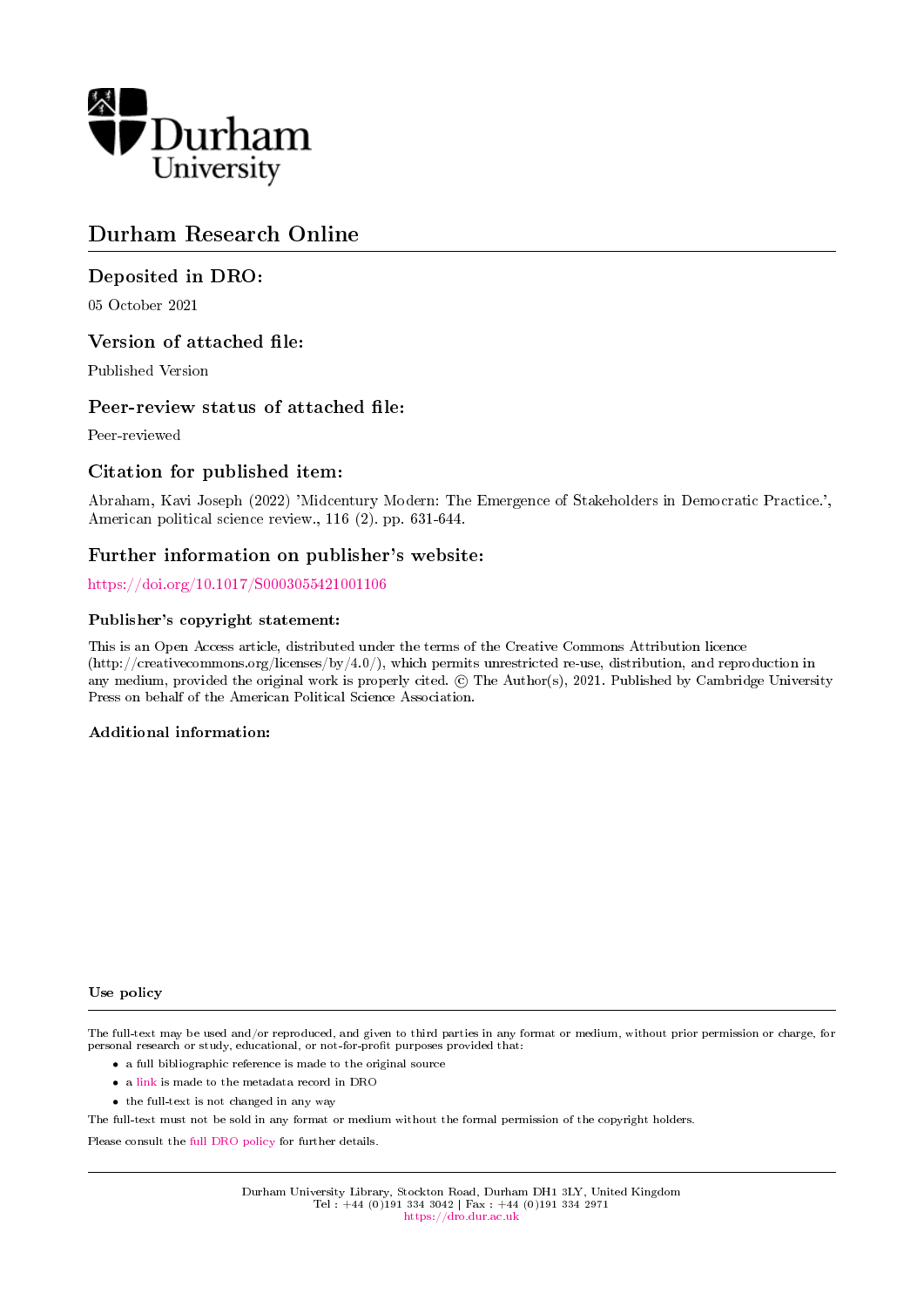Durham University

# Durham Research Online

## Deposited in DRO:

05 October 2021

## Version of attached file:

Published Version

## Peer-review status of attached file:

Peer-reviewed

## Citation for published item:

Abraham, Kavi Joseph (2022) 'Midcentury Modern: The Emergence of Stakeholders in Democratic Practice.', American political science review., 116 (2). pp. 631-644.

## Further information on publisher's website:

https://doi.org/10.1017/S0003055421001106

### Publisher's copyright statement:

This is an Open Access article, distributed under the terms of the Creative Commons Attribution licence (http://creativecommons.org/licenses/by/4.0/), which permits unrestricted re-use, distribution, and reproduction in any medium, provided the original work is properly cited. © The Author(s), 2021. Published by Cambridge University Press on behalf of the American Political Science Association.

### Additional information:

### Use policy

The full-text may be used and/or reproduced, and given to third parties in any format or medium, without prior permission or charge, for personal research or study, educational, or not-for-profit purposes provided that:

- a full bibliographic reference is made to the original source
- a link is made to the metadata record in DRO
- the full-text is not changed in any way

The full-text must not be sold in any format or medium without the formal permission of the copyright holders.

Please consult the full DRO policy for further details.

Durham University Library, Stockton Road, Durham DH1 3LY, United Kingdom
Tel : +44 (0)191 334 3042 | Fax : +44 (0)191 334 2971
https://dro.dur.ac.uk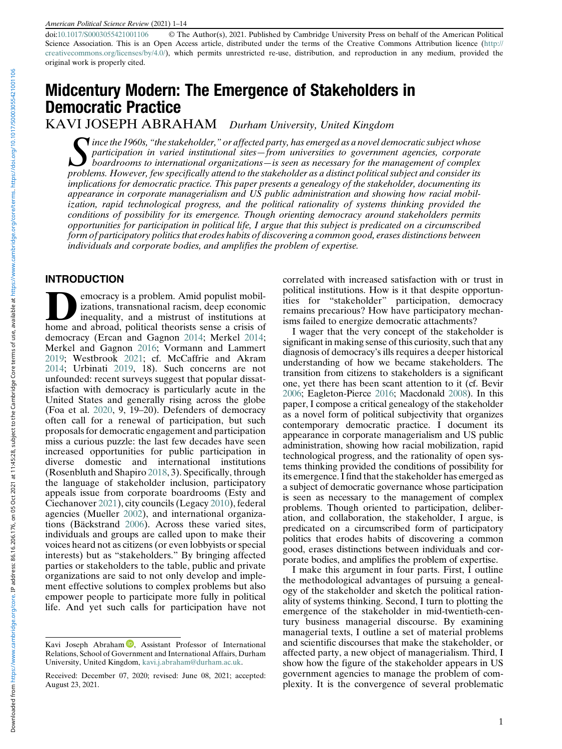doi:10.1017/S0003055421001106 © The Author(s), 2021. Published by Cambridge University Press on behalf of the American Political Science Association. This is an Open Access article, distributed under the terms of the Creative Commons Attribution licence (http://creativecommons.org/licenses/by/4.0/), which permits unrestricted re-use, distribution, and reproduction in any medium, provided the original work is properly cited.

# Midcentury Modern: The Emergence of Stakeholders in Democratic Practice

KAVI JOSEPH ABRAHAM *Durham University, United Kingdom*

*Since the 1960s, "the stakeholder," or affected party, has emerged as a novel democratic subject whose participation in varied institutional sites—from universities to government agencies, corporate boardrooms to international organizations—is seen as necessary for the management of complex problems. However, few specifically attend to the stakeholder as a distinct political subject and consider its implications for democratic practice. This paper presents a genealogy of the stakeholder, documenting its appearance in corporate managerialism and US public administration and showing how racial mobilization, rapid technological progress, and the political rationality of systems thinking provided the conditions of possibility for its emergence. Though orienting democracy around stakeholders permits opportunities for participation in political life, I argue that this subject is predicated on a circumscribed form of participatory politics that erodes habits of discovering a common good, erases distinctions between individuals and corporate bodies, and amplifies the problem of expertise.*

## INTRODUCTION

Democracy is a problem. Amid populist mobilizations, transnational racism, deep economic inequality, and a mistrust of institutions at home and abroad, political theorists sense a crisis of democracy (Ercan and Gagnon 2014; Merkel 2014; Merkel and Gagnon 2016; Vormann and Lammert 2019; Westbrook 2021; cf. McCaffrie and Akram 2014; Urbinati 2019, 18). Such concerns are not unfounded: recent surveys suggest that popular dissatisfaction with democracy is particularly acute in the United States and generally rising across the globe (Foa et al. 2020, 9, 19–20). Defenders of democracy often call for a renewal of participation, but such proposals for democratic engagement and participation miss a curious puzzle: the last few decades have seen increased opportunities for public participation in diverse domestic and international institutions (Rosenbluth and Shapiro 2018, 3). Specifically, through the language of stakeholder inclusion, participatory appeals issue from corporate boardrooms (Esty and Ciechanover 2021), city councils (Legacy 2010), federal agencies (Mueller 2002), and international organizations (Bäckstrand 2006). Across these varied sites, individuals and groups are called upon to make their voices heard not as citizens (or even lobbyists or special interests) but as "stakeholders." By bringing affected parties or stakeholders to the table, public and private organizations are said to not only develop and implement effective solutions to complex problems but also empower people to participate more fully in political life. And yet such calls for participation have not correlated with increased satisfaction with or trust in political institutions. How is it that despite opportunities for "stakeholder" participation, democracy remains precarious? How have participatory mechanisms failed to energize democratic attachments?

I wager that the very concept of the stakeholder is significant in making sense of this curiosity, such that any diagnosis of democracy's ills requires a deeper historical understanding of how we became stakeholders. The transition from citizens to stakeholders is a significant one, yet there has been scant attention to it (cf. Bevir 2006; Eagleton-Pierce 2016; Macdonald 2008). In this paper, I compose a critical genealogy of the stakeholder as a novel form of political subjectivity that organizes contemporary democratic practice. I document its appearance in corporate managerialism and US public administration, showing how racial mobilization, rapid technological progress, and the rationality of open systems thinking provided the conditions of possibility for its emergence. I find that the stakeholder has emerged as a subject of democratic governance whose participation is seen as necessary to the management of complex problems. Though oriented to participation, deliberation, and collaboration, the stakeholder, I argue, is predicated on a circumscribed form of participatory politics that erodes habits of discovering a common good, erases distinctions between individuals and corporate bodies, and amplifies the problem of expertise.

I make this argument in four parts. First, I outline the methodological advantages of pursuing a genealogy of the stakeholder and sketch the political rationality of systems thinking. Second, I turn to plotting the emergence of the stakeholder in mid-twentieth-century business managerial discourse. By examining managerial texts, I outline a set of material problems and scientific discourses that make the stakeholder, or affected party, a new object of managerialism. Third, I show how the figure of the stakeholder appears in US government agencies to manage the problem of complexity. It is the convergence of several problematic

Kavi Joseph Abraham, Assistant Professor of International Relations, School of Government and International Affairs, Durham University, United Kingdom, kavi.j.abraham@durham.ac.uk.

Received: December 07, 2020; revised: June 08, 2021; accepted: August 23, 2021.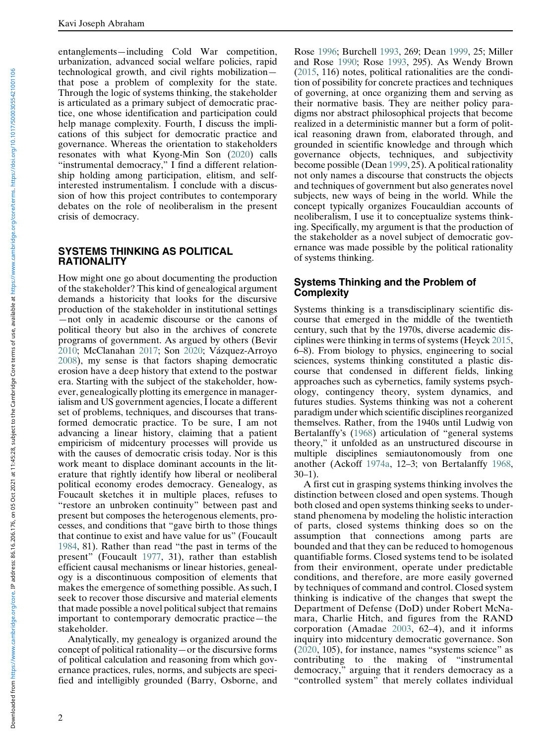entanglements—including Cold War competition, urbanization, advanced social welfare policies, rapid technological growth, and civil rights mobilization—that pose a problem of complexity for the state. Through the logic of systems thinking, the stakeholder is articulated as a primary subject of democratic practice, one whose identification and participation could help manage complexity. Fourth, I discuss the implications of this subject for democratic practice and governance. Whereas the orientation to stakeholders resonates with what Kyong-Min Son (2020) calls "instrumental democracy," I find a different relationship holding among participation, elitism, and self-interested instrumentalism. I conclude with a discussion of how this project contributes to contemporary debates on the role of neoliberalism in the present crisis of democracy.

## SYSTEMS THINKING AS POLITICAL RATIONALITY

How might one go about documenting the production of the stakeholder? This kind of genealogical argument demands a historicity that looks for the discursive production of the stakeholder in institutional settings—not only in academic discourse or the canons of political theory but also in the archives of concrete programs of government. As argued by others (Bevir 2010; McClanahan 2017; Son 2020; Vázquez-Arroyo 2008), my sense is that factors shaping democratic erosion have a deep history that extend to the postwar era. Starting with the subject of the stakeholder, however, genealogically plotting its emergence in managerialism and US government agencies, I locate a different set of problems, techniques, and discourses that transformed democratic practice. To be sure, I am not advancing a linear history, claiming that a patient empiricism of midcentury processes will provide us with the causes of democratic crisis today. Nor is this work meant to displace dominant accounts in the literature that rightly identify how liberal or neoliberal political economy erodes democracy. Genealogy, as Foucault sketches it in multiple places, refuses to "restore an unbroken continuity" between past and present but composes the heterogeneous elements, processes, and conditions that "gave birth to those things that continue to exist and have value for us" (Foucault 1984, 81). Rather than read "the past in terms of the present" (Foucault 1977, 31), rather than establish efficient causal mechanisms or linear histories, genealogy is a discontinuous composition of elements that makes the emergence of something possible. As such, I seek to recover those discursive and material elements that made possible a novel political subject that remains important to contemporary democratic practice—the stakeholder.

Analytically, my genealogy is organized around the concept of political rationality—or the discursive forms of political calculation and reasoning from which governance practices, rules, norms, and subjects are specified and intelligibly grounded (Barry, Osborne, and Rose 1996; Burchell 1993, 269; Dean 1999, 25; Miller and Rose 1990; Rose 1993, 295). As Wendy Brown (2015, 116) notes, political rationalities are the condition of possibility for concrete practices and techniques of governing, at once organizing them and serving as their normative basis. They are neither policy paradigms nor abstract philosophical projects that become realized in a deterministic manner but a form of political reasoning drawn from, elaborated through, and grounded in scientific knowledge and through which governance objects, techniques, and subjectivity become possible (Dean 1999, 25). A political rationality not only names a discourse that constructs the objects and techniques of government but also generates novel subjects, new ways of being in the world. While the concept typically organizes Foucauldian accounts of neoliberalism, I use it to conceptualize systems thinking. Specifically, my argument is that the production of the stakeholder as a novel subject of democratic governance was made possible by the political rationality of systems thinking.

### Systems Thinking and the Problem of Complexity

Systems thinking is a transdisciplinary scientific discourse that emerged in the middle of the twentieth century, such that by the 1970s, diverse academic disciplines were thinking in terms of systems (Heyck 2015, 6–8). From biology to physics, engineering to social sciences, systems thinking constituted a plastic discourse that condensed in different fields, linking approaches such as cybernetics, family systems psychology, contingency theory, system dynamics, and futures studies. Systems thinking was not a coherent paradigm under which scientific disciplines reorganized themselves. Rather, from the 1940s until Ludwig von Bertalanffy's (1968) articulation of "general systems theory," it unfolded as an unstructured discourse in multiple disciplines semiautonomously from one another (Ackoff 1974a, 12–3; von Bertalanffy 1968, 30–1).

A first cut in grasping systems thinking involves the distinction between closed and open systems. Though both closed and open systems thinking seeks to understand phenomena by modeling the holistic interaction of parts, closed systems thinking does so on the assumption that connections among parts are bounded and that they can be reduced to homogenous quantifiable forms. Closed systems tend to be isolated from their environment, operate under predictable conditions, and therefore, are more easily governed by techniques of command and control. Closed system thinking is indicative of the changes that swept the Department of Defense (DoD) under Robert McNamara, Charlie Hitch, and figures from the RAND corporation (Amadae 2003, 62–4), and it informs inquiry into midcentury democratic governance. Son (2020, 105), for instance, names "systems science" as contributing to the making of "instrumental democracy," arguing that it renders democracy as a "controlled system" that merely collates individual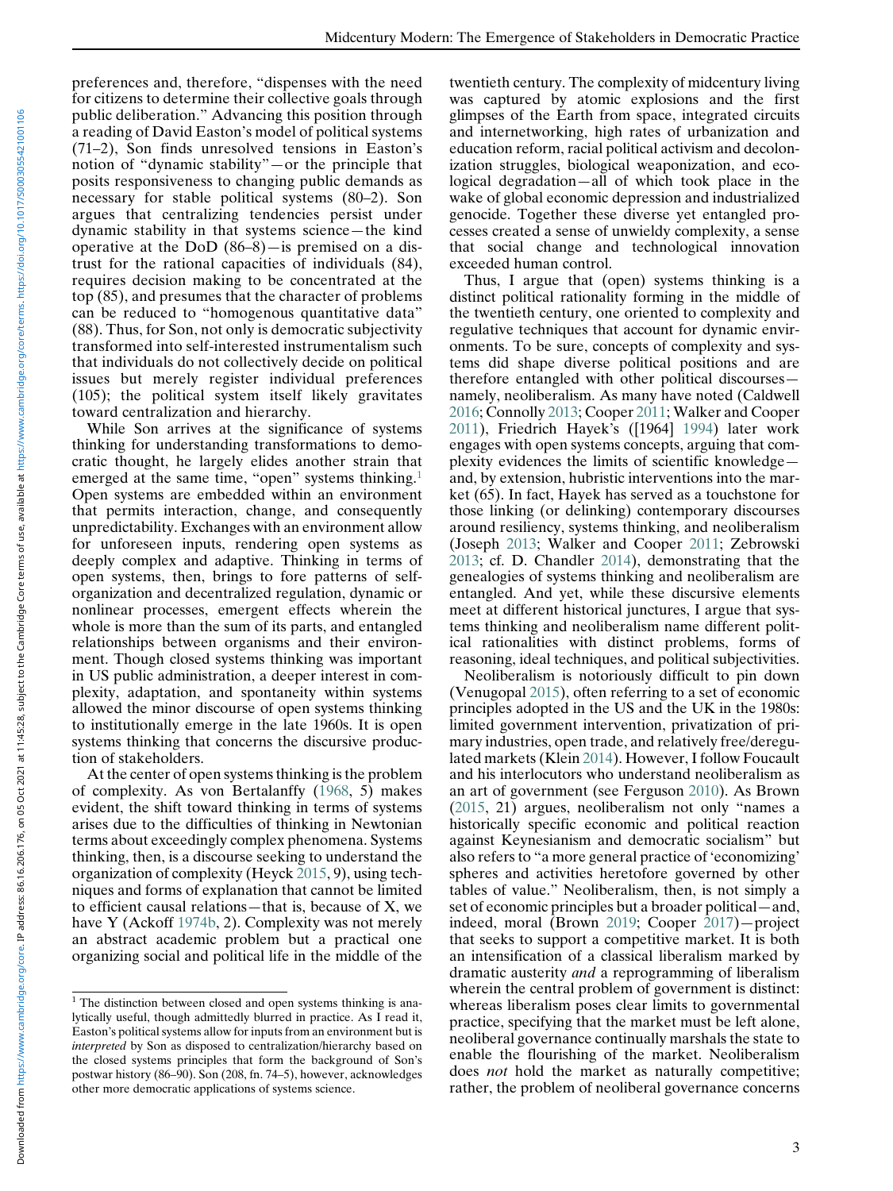preferences and, therefore, "dispenses with the need for citizens to determine their collective goals through public deliberation." Advancing this position through a reading of David Easton's model of political systems (71–2), Son finds unresolved tensions in Easton's notion of "dynamic stability"—or the principle that posits responsiveness to changing public demands as necessary for stable political systems (80–2). Son argues that centralizing tendencies persist under dynamic stability in that systems science—the kind operative at the DoD (86–8)—is premised on a distrust for the rational capacities of individuals (84), requires decision making to be concentrated at the top (85), and presumes that the character of problems can be reduced to "homogenous quantitative data" (88). Thus, for Son, not only is democratic subjectivity transformed into self-interested instrumentalism such that individuals do not collectively decide on political issues but merely register individual preferences (105); the political system itself likely gravitates toward centralization and hierarchy.

While Son arrives at the significance of systems thinking for understanding transformations to democratic thought, he largely elides another strain that emerged at the same time, "open" systems thinking.[1] Open systems are embedded within an environment that permits interaction, change, and consequently unpredictability. Exchanges with an environment allow for unforeseen inputs, rendering open systems as deeply complex and adaptive. Thinking in terms of open systems, then, brings to fore patterns of self-organization and decentralized regulation, dynamic or nonlinear processes, emergent effects wherein the whole is more than the sum of its parts, and entangled relationships between organisms and their environment. Though closed systems thinking was important in US public administration, a deeper interest in complexity, adaptation, and spontaneity within systems allowed the minor discourse of open systems thinking to institutionally emerge in the late 1960s. It is open systems thinking that concerns the discursive production of stakeholders.

At the center of open systems thinking is the problem of complexity. As von Bertalanffy (1968, 5) makes evident, the shift toward thinking in terms of systems arises due to the difficulties of thinking in Newtonian terms about exceedingly complex phenomena. Systems thinking, then, is a discourse seeking to understand the organization of complexity (Heyck 2015, 9), using techniques and forms of explanation that cannot be limited to efficient causal relations—that is, because of X, we have Y (Ackoff 1974b, 2). Complexity was not merely an abstract academic problem but a practical one organizing social and political life in the middle of the twentieth century. The complexity of midcentury living was captured by atomic explosions and the first glimpses of the Earth from space, integrated circuits and internetworking, high rates of urbanization and education reform, racial political activism and decolonization struggles, biological weaponization, and ecological degradation—all of which took place in the wake of global economic depression and industrialized genocide. Together these diverse yet entangled processes created a sense of unwieldy complexity, a sense that social change and technological innovation exceeded human control.

Thus, I argue that (open) systems thinking is a distinct political rationality forming in the middle of the twentieth century, one oriented to complexity and regulative techniques that account for dynamic environments. To be sure, concepts of complexity and systems did shape diverse political positions and are therefore entangled with other political discourses—namely, neoliberalism. As many have noted (Caldwell 2016; Connolly 2013; Cooper 2011; Walker and Cooper 2011), Friedrich Hayek's ([1964] 1994) later work engages with open systems concepts, arguing that complexity evidences the limits of scientific knowledge—and, by extension, hubristic interventions into the market (65). In fact, Hayek has served as a touchstone for those linking (or delinking) contemporary discourses around resiliency, systems thinking, and neoliberalism (Joseph 2013; Walker and Cooper 2011; Zebrowski 2013; cf. D. Chandler 2014), demonstrating that the genealogies of systems thinking and neoliberalism are entangled. And yet, while these discursive elements meet at different historical junctures, I argue that systems thinking and neoliberalism name different political rationalities with distinct problems, forms of reasoning, ideal techniques, and political subjectivities.

Neoliberalism is notoriously difficult to pin down (Venugopal 2015), often referring to a set of economic principles adopted in the US and the UK in the 1980s: limited government intervention, privatization of primary industries, open trade, and relatively free/deregulated markets (Klein 2014). However, I follow Foucault and his interlocutors who understand neoliberalism as an art of government (see Ferguson 2010). As Brown (2015, 21) argues, neoliberalism not only "names a historically specific economic and political reaction against Keynesianism and democratic socialism" but also refers to "a more general practice of 'economizing' spheres and activities heretofore governed by other tables of value." Neoliberalism, then, is not simply a set of economic principles but a broader political—and, indeed, moral (Brown 2019; Cooper 2017)—project that seeks to support a competitive market. It is both an intensification of a classical liberalism marked by dramatic austerity *and* a reprogramming of liberalism wherein the central problem of government is distinct: whereas liberalism poses clear limits to governmental practice, specifying that the market must be left alone, neoliberal governance continually marshals the state to enable the flourishing of the market. Neoliberalism does *not* hold the market as naturally competitive; rather, the problem of neoliberal governance concerns

[1] The distinction between closed and open systems thinking is analytically useful, though admittedly blurred in practice. As I read it, Easton's political systems allow for inputs from an environment but is *interpreted* by Son as disposed to centralization/hierarchy based on the closed systems principles that form the background of Son's postwar history (86–90). Son (208, fn. 74–5), however, acknowledges other more democratic applications of systems science.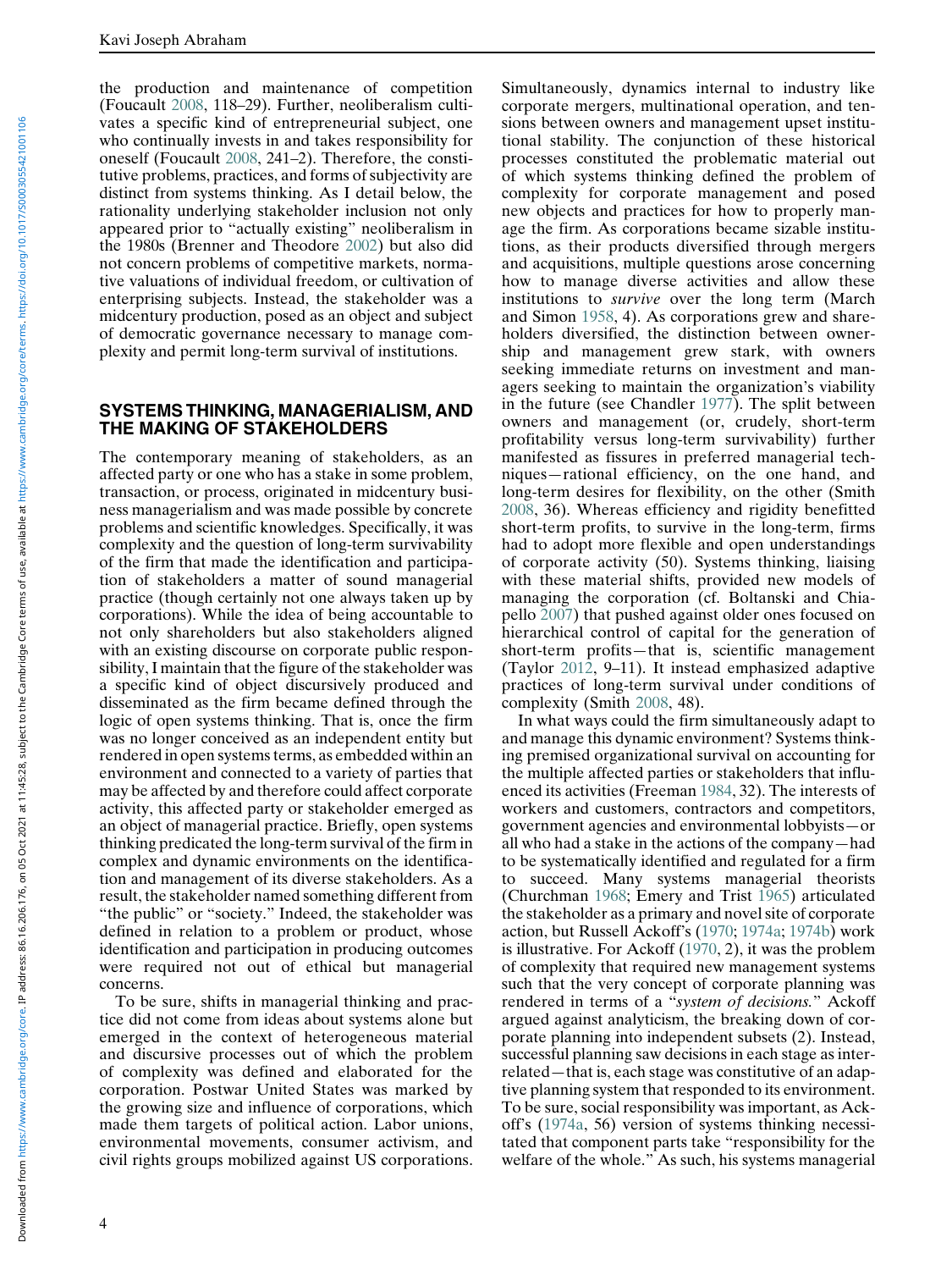the production and maintenance of competition (Foucault 2008, 118–29). Further, neoliberalism cultivates a specific kind of entrepreneurial subject, one who continually invests in and takes responsibility for oneself (Foucault 2008, 241–2). Therefore, the constitutive problems, practices, and forms of subjectivity are distinct from systems thinking. As I detail below, the rationality underlying stakeholder inclusion not only appeared prior to "actually existing" neoliberalism in the 1980s (Brenner and Theodore 2002) but also did not concern problems of competitive markets, normative valuations of individual freedom, or cultivation of enterprising subjects. Instead, the stakeholder was a midcentury production, posed as an object and subject of democratic governance necessary to manage complexity and permit long-term survival of institutions.

## SYSTEMS THINKING, MANAGERIALISM, AND THE MAKING OF STAKEHOLDERS

The contemporary meaning of stakeholders, as an affected party or one who has a stake in some problem, transaction, or process, originated in midcentury business managerialism and was made possible by concrete problems and scientific knowledges. Specifically, it was complexity and the question of long-term survivability of the firm that made the identification and participation of stakeholders a matter of sound managerial practice (though certainly not one always taken up by corporations). While the idea of being accountable to not only shareholders but also stakeholders aligned with an existing discourse on corporate public responsibility, I maintain that the figure of the stakeholder was a specific kind of object discursively produced and disseminated as the firm became defined through the logic of open systems thinking. That is, once the firm was no longer conceived as an independent entity but rendered in open systems terms, as embedded within an environment and connected to a variety of parties that may be affected by and therefore could affect corporate activity, this affected party or stakeholder emerged as an object of managerial practice. Briefly, open systems thinking predicated the long-term survival of the firm in complex and dynamic environments on the identification and management of its diverse stakeholders. As a result, the stakeholder named something different from "the public" or "society." Indeed, the stakeholder was defined in relation to a problem or product, whose identification and participation in producing outcomes were required not out of ethical but managerial concerns.

To be sure, shifts in managerial thinking and practice did not come from ideas about systems alone but emerged in the context of heterogeneous material and discursive processes out of which the problem of complexity was defined and elaborated for the corporation. Postwar United States was marked by the growing size and influence of corporations, which made them targets of political action. Labor unions, environmental movements, consumer activism, and civil rights groups mobilized against US corporations. Simultaneously, dynamics internal to industry like corporate mergers, multinational operation, and tensions between owners and management upset institutional stability. The conjunction of these historical processes constituted the problematic material out of which systems thinking defined the problem of complexity for corporate management and posed new objects and practices for how to properly manage the firm. As corporations became sizable institutions, as their products diversified through mergers and acquisitions, multiple questions arose concerning how to manage diverse activities and allow these institutions to *survive* over the long term (March and Simon 1958, 4). As corporations grew and shareholders diversified, the distinction between ownership and management grew stark, with owners seeking immediate returns on investment and managers seeking to maintain the organization's viability in the future (see Chandler 1977). The split between owners and management (or, crudely, short-term profitability versus long-term survivability) further manifested as fissures in preferred managerial techniques—rational efficiency, on the one hand, and long-term desires for flexibility, on the other (Smith 2008, 36). Whereas efficiency and rigidity benefitted short-term profits, to survive in the long-term, firms had to adopt more flexible and open understandings of corporate activity (50). Systems thinking, liaising with these material shifts, provided new models of managing the corporation (cf. Boltanski and Chiapello 2007) that pushed against older ones focused on hierarchical control of capital for the generation of short-term profits—that is, scientific management (Taylor 2012, 9–11). It instead emphasized adaptive practices of long-term survival under conditions of complexity (Smith 2008, 48).

In what ways could the firm simultaneously adapt to and manage this dynamic environment? Systems thinking premised organizational survival on accounting for the multiple affected parties or stakeholders that influenced its activities (Freeman 1984, 32). The interests of workers and customers, contractors and competitors, government agencies and environmental lobbyists—or all who had a stake in the actions of the company—had to be systematically identified and regulated for a firm to succeed. Many systems managerial theorists (Churchman 1968; Emery and Trist 1965) articulated the stakeholder as a primary and novel site of corporate action, but Russell Ackoff's (1970; 1974a; 1974b) work is illustrative. For Ackoff (1970, 2), it was the problem of complexity that required new management systems such that the very concept of corporate planning was rendered in terms of a "*system of decisions.*" Ackoff argued against analyticism, the breaking down of corporate planning into independent subsets (2). Instead, successful planning saw decisions in each stage as interrelated—that is, each stage was constitutive of an adaptive planning system that responded to its environment. To be sure, social responsibility was important, as Ackoff's (1974a, 56) version of systems thinking necessitated that component parts take "responsibility for the welfare of the whole." As such, his systems managerial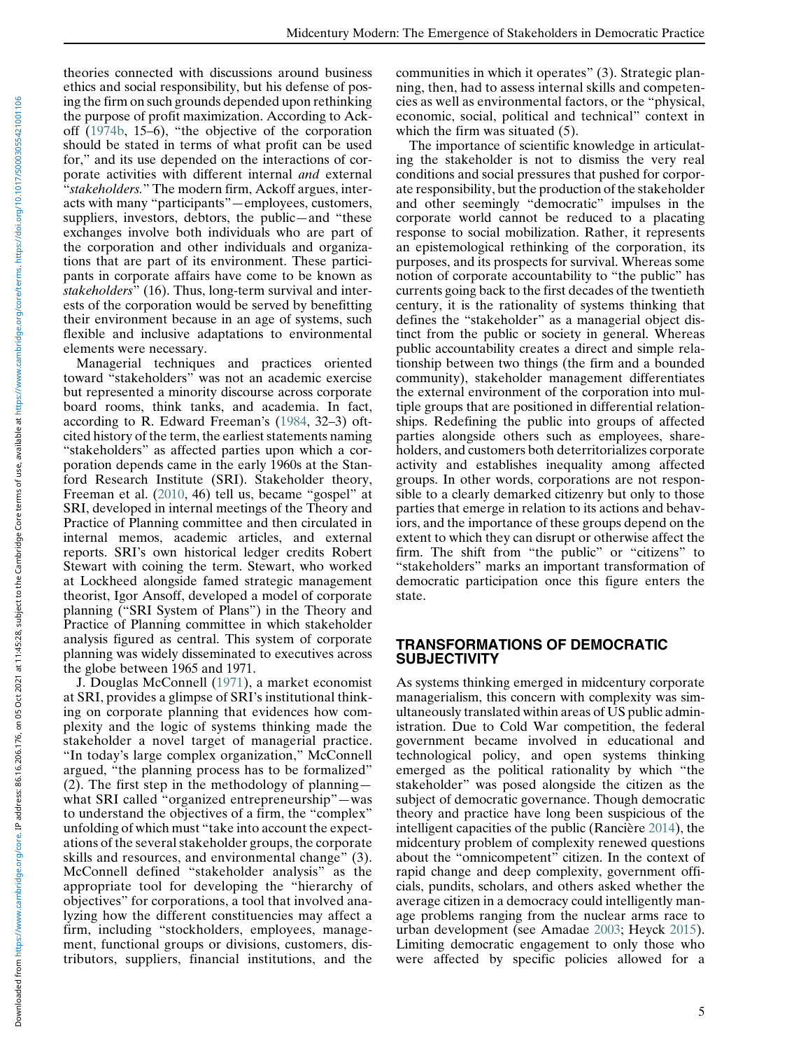theories connected with discussions around business ethics and social responsibility, but his defense of posing the firm on such grounds depended upon rethinking the purpose of profit maximization. According to Ackoff (1974b, 15–6), "the objective of the corporation should be stated in terms of what profit can be used for," and its use depended on the interactions of corporate activities with different internal *and* external "*stakeholders.*" The modern firm, Ackoff argues, interacts with many "participants"—employees, customers, suppliers, investors, debtors, the public—and "these exchanges involve both individuals who are part of the corporation and other individuals and organizations that are part of its environment. These participants in corporate affairs have come to be known as *stakeholders*" (16). Thus, long-term survival and interests of the corporation would be served by benefitting their environment because in an age of systems, such flexible and inclusive adaptations to environmental elements were necessary.

Managerial techniques and practices oriented toward "stakeholders" was not an academic exercise but represented a minority discourse across corporate board rooms, think tanks, and academia. In fact, according to R. Edward Freeman's (1984, 32–3) oft-cited history of the term, the earliest statements naming "stakeholders" as affected parties upon which a corporation depends came in the early 1960s at the Stanford Research Institute (SRI). Stakeholder theory, Freeman et al. (2010, 46) tell us, became "gospel" at SRI, developed in internal meetings of the Theory and Practice of Planning committee and then circulated in internal memos, academic articles, and external reports. SRI's own historical ledger credits Robert Stewart with coining the term. Stewart, who worked at Lockheed alongside famed strategic management theorist, Igor Ansoff, developed a model of corporate planning ("SRI System of Plans") in the Theory and Practice of Planning committee in which stakeholder analysis figured as central. This system of corporate planning was widely disseminated to executives across the globe between 1965 and 1971.

J. Douglas McConnell (1971), a market economist at SRI, provides a glimpse of SRI's institutional thinking on corporate planning that evidences how complexity and the logic of systems thinking made the stakeholder a novel target of managerial practice. "In today's large complex organization," McConnell argued, "the planning process has to be formalized" (2). The first step in the methodology of planning—what SRI called "organized entrepreneurship"—was to understand the objectives of a firm, the "complex" unfolding of which must "take into account the expectations of the several stakeholder groups, the corporate skills and resources, and environmental change" (3). McConnell defined "stakeholder analysis" as the appropriate tool for developing the "hierarchy of objectives" for corporations, a tool that involved analyzing how the different constituencies may affect a firm, including "stockholders, employees, management, functional groups or divisions, customers, distributors, suppliers, financial institutions, and the communities in which it operates" (3). Strategic planning, then, had to assess internal skills and competencies as well as environmental factors, or the "physical, economic, social, political and technical" context in which the firm was situated (5).

The importance of scientific knowledge in articulating the stakeholder is not to dismiss the very real conditions and social pressures that pushed for corporate responsibility, but the production of the stakeholder and other seemingly "democratic" impulses in the corporate world cannot be reduced to a placating response to social mobilization. Rather, it represents an epistemological rethinking of the corporation, its purposes, and its prospects for survival. Whereas some notion of corporate accountability to "the public" has currents going back to the first decades of the twentieth century, it is the rationality of systems thinking that defines the "stakeholder" as a managerial object distinct from the public or society in general. Whereas public accountability creates a direct and simple relationship between two things (the firm and a bounded community), stakeholder management differentiates the external environment of the corporation into multiple groups that are positioned in differential relationships. Redefining the public into groups of affected parties alongside others such as employees, shareholders, and customers both deterritorializes corporate activity and establishes inequality among affected groups. In other words, corporations are not responsible to a clearly demarked citizenry but only to those parties that emerge in relation to its actions and behaviors, and the importance of these groups depend on the extent to which they can disrupt or otherwise affect the firm. The shift from "the public" or "citizens" to "stakeholders" marks an important transformation of democratic participation once this figure enters the state.

## TRANSFORMATIONS OF DEMOCRATIC SUBJECTIVITY

As systems thinking emerged in midcentury corporate managerialism, this concern with complexity was simultaneously translated within areas of US public administration. Due to Cold War competition, the federal government became involved in educational and technological policy, and open systems thinking emerged as the political rationality by which "the stakeholder" was posed alongside the citizen as the subject of democratic governance. Though democratic theory and practice have long been suspicious of the intelligent capacities of the public (Rancière 2014), the midcentury problem of complexity renewed questions about the "omnicompetent" citizen. In the context of rapid change and deep complexity, government officials, pundits, scholars, and others asked whether the average citizen in a democracy could intelligently manage problems ranging from the nuclear arms race to urban development (see Amadae 2003; Heyck 2015). Limiting democratic engagement to only those who were affected by specific policies allowed for a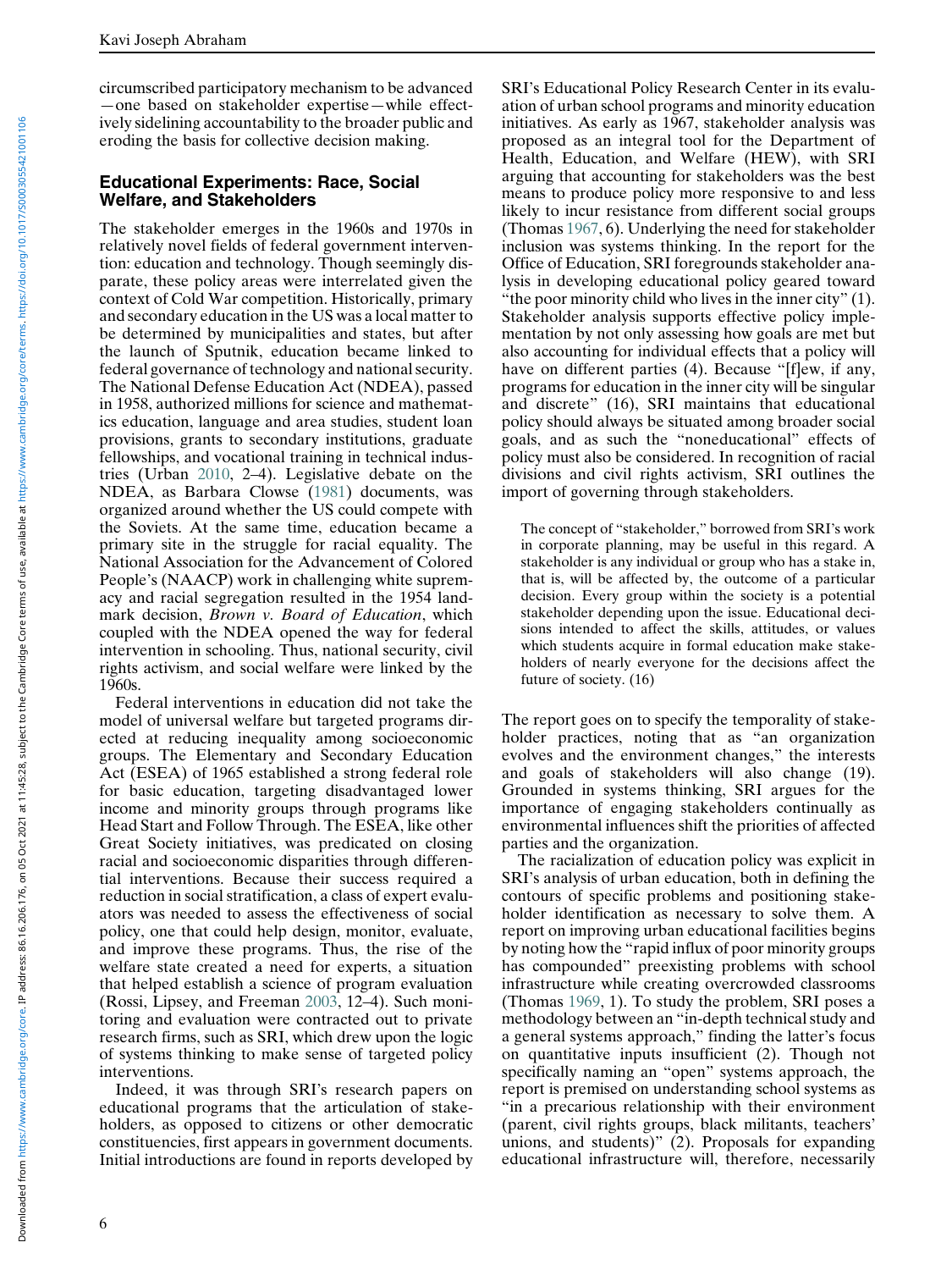circumscribed participatory mechanism to be advanced —one based on stakeholder expertise—while effectively sidelining accountability to the broader public and eroding the basis for collective decision making.

## Educational Experiments: Race, Social Welfare, and Stakeholders

The stakeholder emerges in the 1960s and 1970s in relatively novel fields of federal government intervention: education and technology. Though seemingly disparate, these policy areas were interrelated given the context of Cold War competition. Historically, primary and secondary education in the US was a local matter to be determined by municipalities and states, but after the launch of Sputnik, education became linked to federal governance of technology and national security. The National Defense Education Act (NDEA), passed in 1958, authorized millions for science and mathematics education, language and area studies, student loan provisions, grants to secondary institutions, graduate fellowships, and vocational training in technical industries (Urban 2010, 2–4). Legislative debate on the NDEA, as Barbara Clowse (1981) documents, was organized around whether the US could compete with the Soviets. At the same time, education became a primary site in the struggle for racial equality. The National Association for the Advancement of Colored People's (NAACP) work in challenging white supremacy and racial segregation resulted in the 1954 landmark decision, *Brown v. Board of Education*, which coupled with the NDEA opened the way for federal intervention in schooling. Thus, national security, civil rights activism, and social welfare were linked by the 1960s.

Federal interventions in education did not take the model of universal welfare but targeted programs directed at reducing inequality among socioeconomic groups. The Elementary and Secondary Education Act (ESEA) of 1965 established a strong federal role for basic education, targeting disadvantaged lower income and minority groups through programs like Head Start and Follow Through. The ESEA, like other Great Society initiatives, was predicated on closing racial and socioeconomic disparities through differential interventions. Because their success required a reduction in social stratification, a class of expert evaluators was needed to assess the effectiveness of social policy, one that could help design, monitor, evaluate, and improve these programs. Thus, the rise of the welfare state created a need for experts, a situation that helped establish a science of program evaluation (Rossi, Lipsey, and Freeman 2003, 12–4). Such monitoring and evaluation were contracted out to private research firms, such as SRI, which drew upon the logic of systems thinking to make sense of targeted policy interventions.

Indeed, it was through SRI's research papers on educational programs that the articulation of stakeholders, as opposed to citizens or other democratic constituencies, first appears in government documents. Initial introductions are found in reports developed by SRI's Educational Policy Research Center in its evaluation of urban school programs and minority education initiatives. As early as 1967, stakeholder analysis was proposed as an integral tool for the Department of Health, Education, and Welfare (HEW), with SRI arguing that accounting for stakeholders was the best means to produce policy more responsive to and less likely to incur resistance from different social groups (Thomas 1967, 6). Underlying the need for stakeholder inclusion was systems thinking. In the report for the Office of Education, SRI foregrounds stakeholder analysis in developing educational policy geared toward "the poor minority child who lives in the inner city" (1). Stakeholder analysis supports effective policy implementation by not only assessing how goals are met but also accounting for individual effects that a policy will have on different parties (4). Because "[f]ew, if any, programs for education in the inner city will be singular and discrete" (16), SRI maintains that educational policy should always be situated among broader social goals, and as such the "noneducational" effects of policy must also be considered. In recognition of racial divisions and civil rights activism, SRI outlines the import of governing through stakeholders.

> The concept of "stakeholder," borrowed from SRI's work in corporate planning, may be useful in this regard. A stakeholder is any individual or group who has a stake in, that is, will be affected by, the outcome of a particular decision. Every group within the society is a potential stakeholder depending upon the issue. Educational decisions intended to affect the skills, attitudes, or values which students acquire in formal education make stakeholders of nearly everyone for the decisions affect the future of society. (16)

The report goes on to specify the temporality of stakeholder practices, noting that as "an organization evolves and the environment changes," the interests and goals of stakeholders will also change (19). Grounded in systems thinking, SRI argues for the importance of engaging stakeholders continually as environmental influences shift the priorities of affected parties and the organization.

The racialization of education policy was explicit in SRI's analysis of urban education, both in defining the contours of specific problems and positioning stakeholder identification as necessary to solve them. A report on improving urban educational facilities begins by noting how the "rapid influx of poor minority groups has compounded" preexisting problems with school infrastructure while creating overcrowded classrooms (Thomas 1969, 1). To study the problem, SRI poses a methodology between an "in-depth technical study and a general systems approach," finding the latter's focus on quantitative inputs insufficient (2). Though not specifically naming an "open" systems approach, the report is premised on understanding school systems as "in a precarious relationship with their environment (parent, civil rights groups, black militants, teachers' unions, and students)" (2). Proposals for expanding educational infrastructure will, therefore, necessarily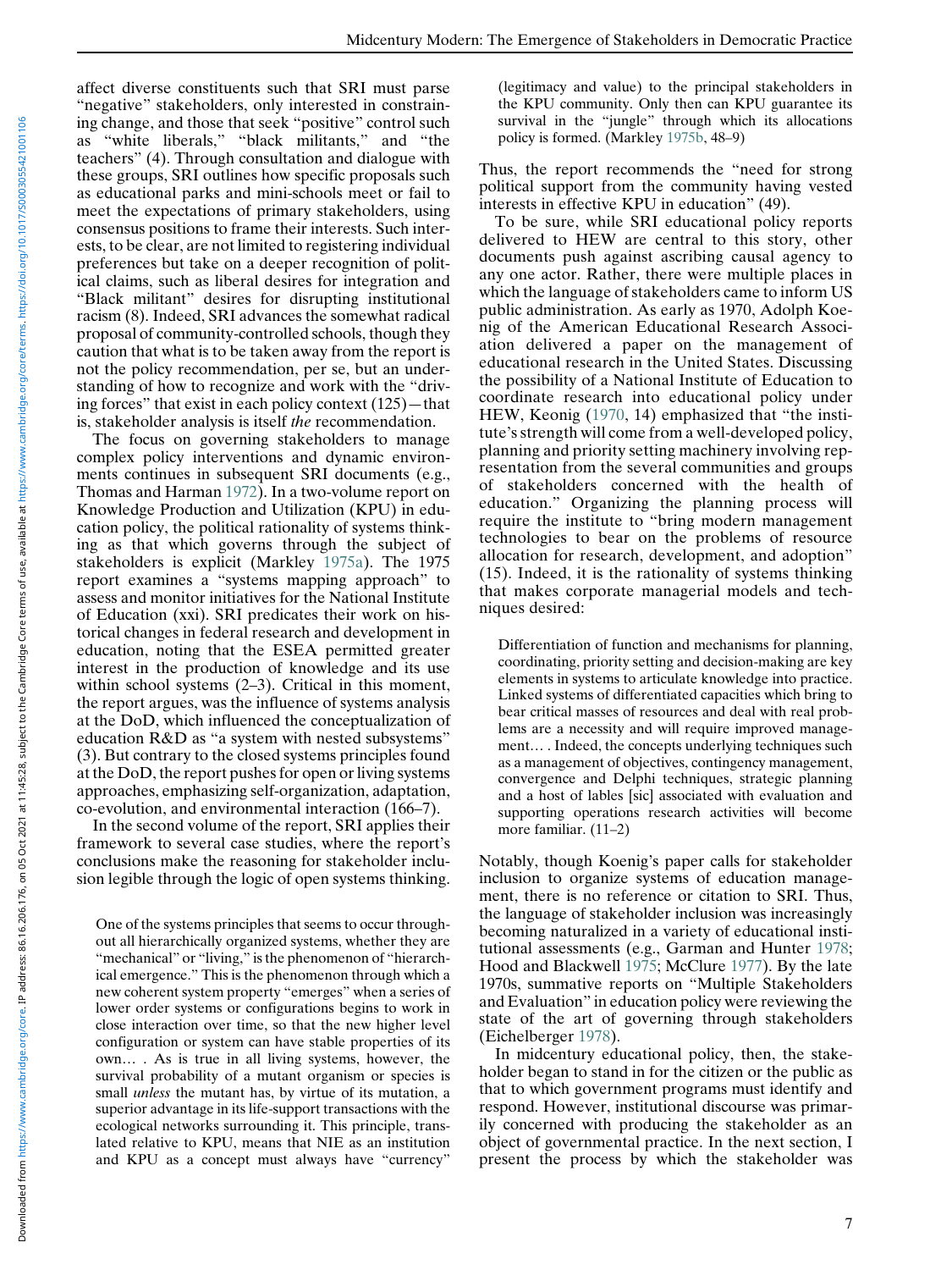affect diverse constituents such that SRI must parse "negative" stakeholders, only interested in constraining change, and those that seek "positive" control such as "white liberals," "black militants," and "the teachers" (4). Through consultation and dialogue with these groups, SRI outlines how specific proposals such as educational parks and mini-schools meet or fail to meet the expectations of primary stakeholders, using consensus positions to frame their interests. Such interests, to be clear, are not limited to registering individual preferences but take on a deeper recognition of political claims, such as liberal desires for integration and "Black militant" desires for disrupting institutional racism (8). Indeed, SRI advances the somewhat radical proposal of community-controlled schools, though they caution that what is to be taken away from the report is not the policy recommendation, per se, but an understanding of how to recognize and work with the "driving forces" that exist in each policy context (125)—that is, stakeholder analysis is itself *the* recommendation.

The focus on governing stakeholders to manage complex policy interventions and dynamic environments continues in subsequent SRI documents (e.g., Thomas and Harman 1972). In a two-volume report on Knowledge Production and Utilization (KPU) in education policy, the political rationality of systems thinking as that which governs through the subject of stakeholders is explicit (Markley 1975a). The 1975 report examines a "systems mapping approach" to assess and monitor initiatives for the National Institute of Education (xxi). SRI predicates their work on historical changes in federal research and development in education, noting that the ESEA permitted greater interest in the production of knowledge and its use within school systems (2–3). Critical in this moment, the report argues, was the influence of systems analysis at the DoD, which influenced the conceptualization of education R&D as "a system with nested subsystems" (3). But contrary to the closed systems principles found at the DoD, the report pushes for open or living systems approaches, emphasizing self-organization, adaptation, co-evolution, and environmental interaction (166–7).

In the second volume of the report, SRI applies their framework to several case studies, where the report's conclusions make the reasoning for stakeholder inclusion legible through the logic of open systems thinking.

> One of the systems principles that seems to occur throughout all hierarchically organized systems, whether they are "mechanical" or "living," is the phenomenon of "hierarchical emergence." This is the phenomenon through which a new coherent system property "emerges" when a series of lower order systems or configurations begins to work in close interaction over time, so that the new higher level configuration or system can have stable properties of its own… . As is true in all living systems, however, the survival probability of a mutant organism or species is small *unless* the mutant has, by virtue of its mutation, a superior advantage in its life-support transactions with the ecological networks surrounding it. This principle, translated relative to KPU, means that NIE as an institution and KPU as a concept must always have "currency" (legitimacy and value) to the principal stakeholders in the KPU community. Only then can KPU guarantee its survival in the "jungle" through which its allocations policy is formed. (Markley 1975b, 48–9)

Thus, the report recommends the "need for strong political support from the community having vested interests in effective KPU in education" (49).

To be sure, while SRI educational policy reports delivered to HEW are central to this story, other documents push against ascribing causal agency to any one actor. Rather, there were multiple places in which the language of stakeholders came to inform US public administration. As early as 1970, Adolph Koenig of the American Educational Research Association delivered a paper on the management of educational research in the United States. Discussing the possibility of a National Institute of Education to coordinate research into educational policy under HEW, Keonig (1970, 14) emphasized that "the institute's strength will come from a well-developed policy, planning and priority setting machinery involving representation from the several communities and groups of stakeholders concerned with the health of education." Organizing the planning process will require the institute to "bring modern management technologies to bear on the problems of resource allocation for research, development, and adoption" (15). Indeed, it is the rationality of systems thinking that makes corporate managerial models and techniques desired:

> Differentiation of function and mechanisms for planning, coordinating, priority setting and decision-making are key elements in systems to articulate knowledge into practice. Linked systems of differentiated capacities which bring to bear critical masses of resources and deal with real problems are a necessity and will require improved management… . Indeed, the concepts underlying techniques such as a management of objectives, contingency management, convergence and Delphi techniques, strategic planning and a host of lables [sic] associated with evaluation and supporting operations research activities will become more familiar. (11–2)

Notably, though Koenig's paper calls for stakeholder inclusion to organize systems of education management, there is no reference or citation to SRI. Thus, the language of stakeholder inclusion was increasingly becoming naturalized in a variety of educational institutional assessments (e.g., Garman and Hunter 1978; Hood and Blackwell 1975; McClure 1977). By the late 1970s, summative reports on "Multiple Stakeholders and Evaluation" in education policy were reviewing the state of the art of governing through stakeholders (Eichelberger 1978).

In midcentury educational policy, then, the stakeholder began to stand in for the citizen or the public as that to which government programs must identify and respond. However, institutional discourse was primarily concerned with producing the stakeholder as an object of governmental practice. In the next section, I present the process by which the stakeholder was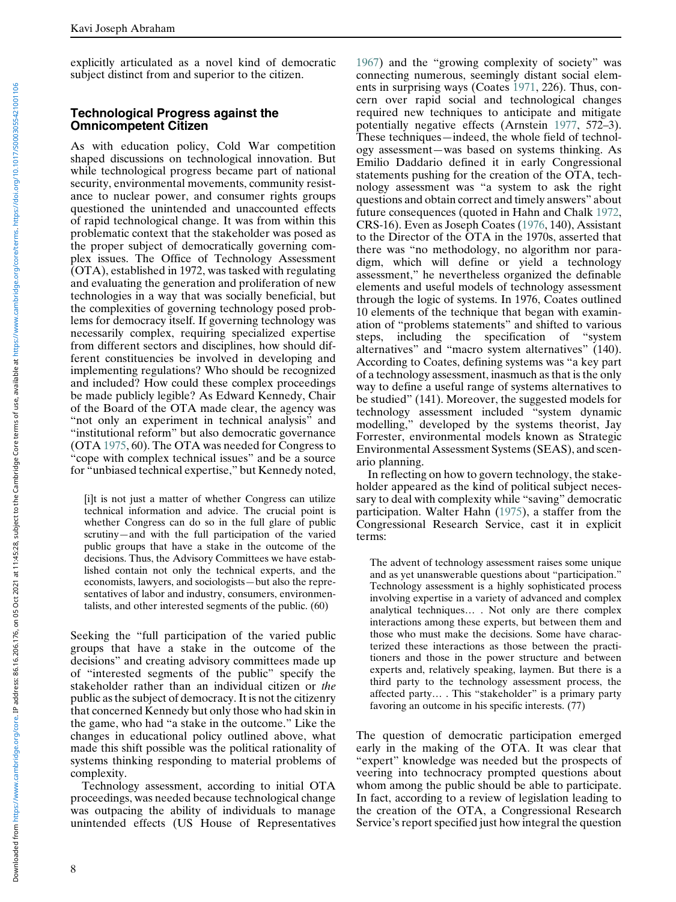explicitly articulated as a novel kind of democratic subject distinct from and superior to the citizen.

## Technological Progress against the Omnicompetent Citizen

As with education policy, Cold War competition shaped discussions on technological innovation. But while technological progress became part of national security, environmental movements, community resistance to nuclear power, and consumer rights groups questioned the unintended and unaccounted effects of rapid technological change. It was from within this problematic context that the stakeholder was posed as the proper subject of democratically governing complex issues. The Office of Technology Assessment (OTA), established in 1972, was tasked with regulating and evaluating the generation and proliferation of new technologies in a way that was socially beneficial, but the complexities of governing technology posed problems for democracy itself. If governing technology was necessarily complex, requiring specialized expertise from different sectors and disciplines, how should different constituencies be involved in developing and implementing regulations? Who should be recognized and included? How could these complex proceedings be made publicly legible? As Edward Kennedy, Chair of the Board of the OTA made clear, the agency was "not only an experiment in technical analysis" and "institutional reform" but also democratic governance (OTA 1975, 60). The OTA was needed for Congress to "cope with complex technical issues" and be a source for "unbiased technical expertise," but Kennedy noted,

> [i]t is not just a matter of whether Congress can utilize technical information and advice. The crucial point is whether Congress can do so in the full glare of public scrutiny—and with the full participation of the varied public groups that have a stake in the outcome of the decisions. Thus, the Advisory Committees we have established contain not only the technical experts, and the economists, lawyers, and sociologists—but also the representatives of labor and industry, consumers, environmentalists, and other interested segments of the public. (60)

Seeking the "full participation of the varied public groups that have a stake in the outcome of the decisions" and creating advisory committees made up of "interested segments of the public" specify the stakeholder rather than an individual citizen or *the* public as the subject of democracy. It is not the citizenry that concerned Kennedy but only those who had skin in the game, who had "a stake in the outcome." Like the changes in educational policy outlined above, what made this shift possible was the political rationality of systems thinking responding to material problems of complexity.

Technology assessment, according to initial OTA proceedings, was needed because technological change was outpacing the ability of individuals to manage unintended effects (US House of Representatives 1967) and the "growing complexity of society" was connecting numerous, seemingly distant social elements in surprising ways (Coates 1971, 226). Thus, concern over rapid social and technological changes required new techniques to anticipate and mitigate potentially negative effects (Arnstein 1977, 572–3). These techniques—indeed, the whole field of technology assessment—was based on systems thinking. As Emilio Daddario defined it in early Congressional statements pushing for the creation of the OTA, technology assessment was "a system to ask the right questions and obtain correct and timely answers" about future consequences (quoted in Hahn and Chalk 1972, CRS-16). Even as Joseph Coates (1976, 140), Assistant to the Director of the OTA in the 1970s, asserted that there was "no methodology, no algorithm nor paradigm, which will define or yield a technology assessment," he nevertheless organized the definable elements and useful models of technology assessment through the logic of systems. In 1976, Coates outlined 10 elements of the technique that began with examination of "problems statements" and shifted to various steps, including the specification of "system alternatives" and "macro system alternatives" (140). According to Coates, defining systems was "a key part of a technology assessment, inasmuch as that is the only way to define a useful range of systems alternatives to be studied" (141). Moreover, the suggested models for technology assessment included "system dynamic modelling," developed by the systems theorist, Jay Forrester, environmental models known as Strategic Environmental Assessment Systems (SEAS), and scenario planning.

In reflecting on how to govern technology, the stakeholder appeared as the kind of political subject necessary to deal with complexity while "saving" democratic participation. Walter Hahn (1975), a staffer from the Congressional Research Service, cast it in explicit terms:

> The advent of technology assessment raises some unique and as yet unanswerable questions about "participation." Technology assessment is a highly sophisticated process involving expertise in a variety of advanced and complex analytical techniques… . Not only are there complex interactions among these experts, but between them and those who must make the decisions. Some have characterized these interactions as those between the practitioners and those in the power structure and between experts and, relatively speaking, laymen. But there is a third party to the technology assessment process, the affected party… . This "stakeholder" is a primary party favoring an outcome in his specific interests. (77)

The question of democratic participation emerged early in the making of the OTA. It was clear that "expert" knowledge was needed but the prospects of veering into technocracy prompted questions about whom among the public should be able to participate. In fact, according to a review of legislation leading to the creation of the OTA, a Congressional Research Service's report specified just how integral the question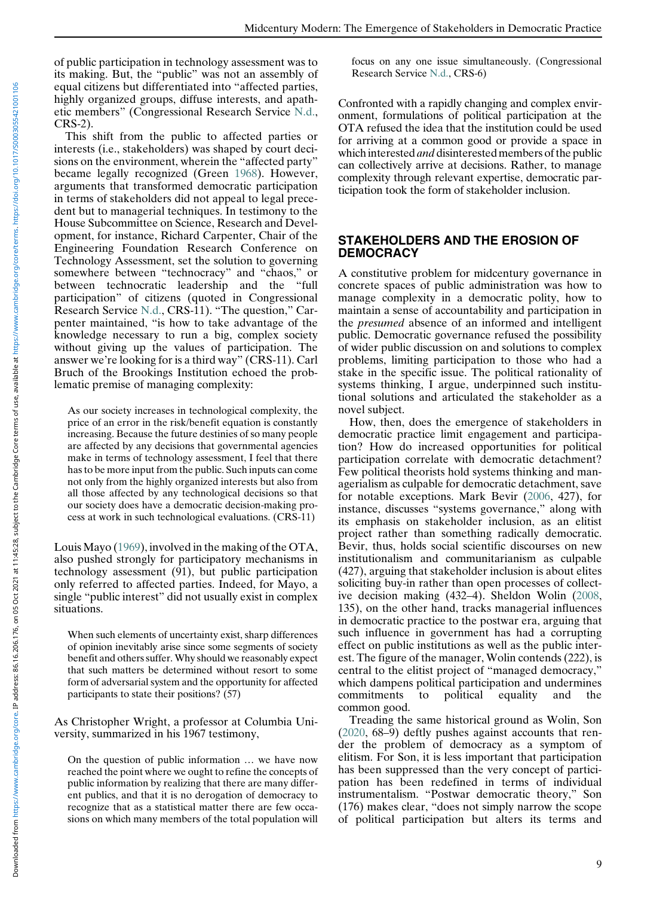of public participation in technology assessment was to its making. But, the "public" was not an assembly of equal citizens but differentiated into "affected parties, highly organized groups, diffuse interests, and apathetic members" (Congressional Research Service N.d., CRS-2).

This shift from the public to affected parties or interests (i.e., stakeholders) was shaped by court decisions on the environment, wherein the "affected party" became legally recognized (Green 1968). However, arguments that transformed democratic participation in terms of stakeholders did not appeal to legal precedent but to managerial techniques. In testimony to the House Subcommittee on Science, Research and Development, for instance, Richard Carpenter, Chair of the Engineering Foundation Research Conference on Technology Assessment, set the solution to governing somewhere between "technocracy" and "chaos," or between technocratic leadership and the "full participation" of citizens (quoted in Congressional Research Service N.d., CRS-11). "The question," Carpenter maintained, "is how to take advantage of the knowledge necessary to run a big, complex society without giving up the values of participation. The answer we're looking for is a third way" (CRS-11). Carl Bruch of the Brookings Institution echoed the problematic premise of managing complexity:

> As our society increases in technological complexity, the price of an error in the risk/benefit equation is constantly increasing. Because the future destinies of so many people are affected by any decisions that governmental agencies make in terms of technology assessment, I feel that there has to be more input from the public. Such inputs can come not only from the highly organized interests but also from all those affected by any technological decisions so that our society does have a democratic decision-making process at work in such technological evaluations. (CRS-11)

Louis Mayo (1969), involved in the making of the OTA, also pushed strongly for participatory mechanisms in technology assessment (91), but public participation only referred to affected parties. Indeed, for Mayo, a single "public interest" did not usually exist in complex situations.

> When such elements of uncertainty exist, sharp differences of opinion inevitably arise since some segments of society benefit and others suffer. Why should we reasonably expect that such matters be determined without resort to some form of adversarial system and the opportunity for affected participants to state their positions? (57)

As Christopher Wright, a professor at Columbia University, summarized in his 1967 testimony,

> On the question of public information … we have now reached the point where we ought to refine the concepts of public information by realizing that there are many different publics, and that it is no derogation of democracy to recognize that as a statistical matter there are few occasions on which many members of the total population will focus on any one issue simultaneously. (Congressional Research Service N.d., CRS-6)

Confronted with a rapidly changing and complex environment, formulations of political participation at the OTA refused the idea that the institution could be used for arriving at a common good or provide a space in which interested *and* disinterested members of the public can collectively arrive at decisions. Rather, to manage complexity through relevant expertise, democratic participation took the form of stakeholder inclusion.

## STAKEHOLDERS AND THE EROSION OF DEMOCRACY

A constitutive problem for midcentury governance in concrete spaces of public administration was how to manage complexity in a democratic polity, how to maintain a sense of accountability and participation in the *presumed* absence of an informed and intelligent public. Democratic governance refused the possibility of wider public discussion on and solutions to complex problems, limiting participation to those who had a stake in the specific issue. The political rationality of systems thinking, I argue, underpinned such institutional solutions and articulated the stakeholder as a novel subject.

How, then, does the emergence of stakeholders in democratic practice limit engagement and participation? How do increased opportunities for political participation correlate with democratic detachment? Few political theorists hold systems thinking and managerialism as culpable for democratic detachment, save for notable exceptions. Mark Bevir (2006, 427), for instance, discusses "systems governance," along with its emphasis on stakeholder inclusion, as an elitist project rather than something radically democratic. Bevir, thus, holds social scientific discourses on new institutionalism and communitarianism as culpable (427), arguing that stakeholder inclusion is about elites soliciting buy-in rather than open processes of collective decision making (432–4). Sheldon Wolin (2008, 135), on the other hand, tracks managerial influences in democratic practice to the postwar era, arguing that such influence in government has had a corrupting effect on public institutions as well as the public interest. The figure of the manager, Wolin contends (222), is central to the elitist project of "managed democracy," which dampens political participation and undermines commitments to political equality and the common good.

Treading the same historical ground as Wolin, Son (2020, 68–9) deftly pushes against accounts that render the problem of democracy as a symptom of elitism. For Son, it is less important that participation has been suppressed than the very concept of participation has been redefined in terms of individual instrumentalism. "Postwar democratic theory," Son (176) makes clear, "does not simply narrow the scope of political participation but alters its terms and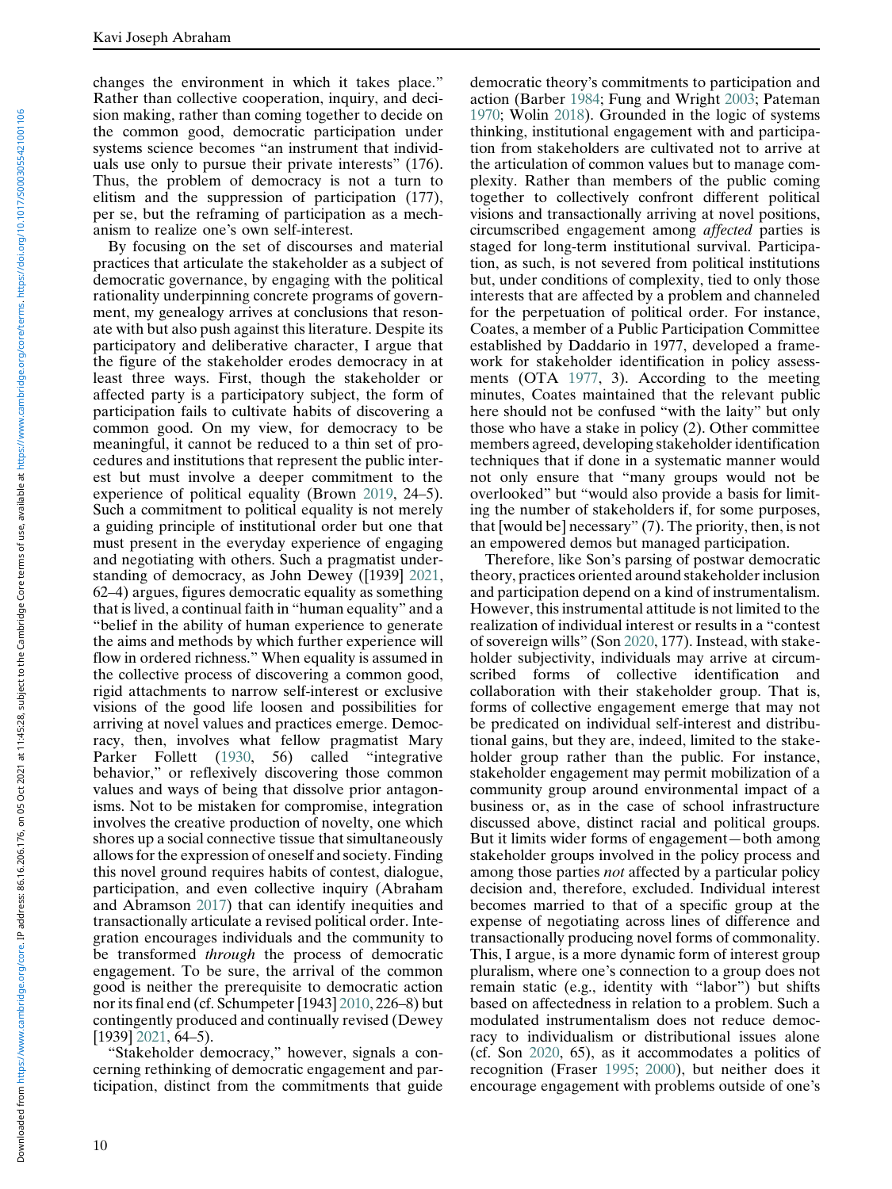changes the environment in which it takes place." Rather than collective cooperation, inquiry, and decision making, rather than coming together to decide on the common good, democratic participation under systems science becomes "an instrument that individuals use only to pursue their private interests" (176). Thus, the problem of democracy is not a turn to elitism and the suppression of participation (177), per se, but the reframing of participation as a mechanism to realize one's own self-interest.

By focusing on the set of discourses and material practices that articulate the stakeholder as a subject of democratic governance, by engaging with the political rationality underpinning concrete programs of government, my genealogy arrives at conclusions that resonate with but also push against this literature. Despite its participatory and deliberative character, I argue that the figure of the stakeholder erodes democracy in at least three ways. First, though the stakeholder or affected party is a participatory subject, the form of participation fails to cultivate habits of discovering a common good. On my view, for democracy to be meaningful, it cannot be reduced to a thin set of procedures and institutions that represent the public interest but must involve a deeper commitment to the experience of political equality (Brown 2019, 24–5). Such a commitment to political equality is not merely a guiding principle of institutional order but one that must present in the everyday experience of engaging and negotiating with others. Such a pragmatist understanding of democracy, as John Dewey ([1939] 2021, 62–4) argues, figures democratic equality as something that is lived, a continual faith in "human equality" and a "belief in the ability of human experience to generate the aims and methods by which further experience will flow in ordered richness." When equality is assumed in the collective process of discovering a common good, rigid attachments to narrow self-interest or exclusive visions of the good life loosen and possibilities for arriving at novel values and practices emerge. Democracy, then, involves what fellow pragmatist Mary Parker Follett (1930, 56) called "integrative behavior," or reflexively discovering those common values and ways of being that dissolve prior antagonisms. Not to be mistaken for compromise, integration involves the creative production of novelty, one which shores up a social connective tissue that simultaneously allows for the expression of oneself and society. Finding this novel ground requires habits of contest, dialogue, participation, and even collective inquiry (Abraham and Abramson 2017) that can identify inequities and transactionally articulate a revised political order. Integration encourages individuals and the community to be transformed *through* the process of democratic engagement. To be sure, the arrival of the common good is neither the prerequisite to democratic action nor its final end (cf. Schumpeter [1943] 2010, 226–8) but contingently produced and continually revised (Dewey [1939] 2021, 64–5).

"Stakeholder democracy," however, signals a concerning rethinking of democratic engagement and participation, distinct from the commitments that guide democratic theory's commitments to participation and action (Barber 1984; Fung and Wright 2003; Pateman 1970; Wolin 2018). Grounded in the logic of systems thinking, institutional engagement with and participation from stakeholders are cultivated not to arrive at the articulation of common values but to manage complexity. Rather than members of the public coming together to collectively confront different political visions and transactionally arriving at novel positions, circumscribed engagement among *affected* parties is staged for long-term institutional survival. Participation, as such, is not severed from political institutions but, under conditions of complexity, tied to only those interests that are affected by a problem and channeled for the perpetuation of political order. For instance, Coates, a member of a Public Participation Committee established by Daddario in 1977, developed a framework for stakeholder identification in policy assessments (OTA 1977, 3). According to the meeting minutes, Coates maintained that the relevant public here should not be confused "with the laity" but only those who have a stake in policy (2). Other committee members agreed, developing stakeholder identification techniques that if done in a systematic manner would not only ensure that "many groups would not be overlooked" but "would also provide a basis for limiting the number of stakeholders if, for some purposes, that [would be] necessary" (7). The priority, then, is not an empowered demos but managed participation.

Therefore, like Son's parsing of postwar democratic theory, practices oriented around stakeholder inclusion and participation depend on a kind of instrumentalism. However, this instrumental attitude is not limited to the realization of individual interest or results in a "contest of sovereign wills" (Son 2020, 177). Instead, with stakeholder subjectivity, individuals may arrive at circumscribed forms of collective identification and collaboration with their stakeholder group. That is, forms of collective engagement emerge that may not be predicated on individual self-interest and distributional gains, but they are, indeed, limited to the stakeholder group rather than the public. For instance, stakeholder engagement may permit mobilization of a community group around environmental impact of a business or, as in the case of school infrastructure discussed above, distinct racial and political groups. But it limits wider forms of engagement—both among stakeholder groups involved in the policy process and among those parties *not* affected by a particular policy decision and, therefore, excluded. Individual interest becomes married to that of a specific group at the expense of negotiating across lines of difference and transactionally producing novel forms of commonality. This, I argue, is a more dynamic form of interest group pluralism, where one's connection to a group does not remain static (e.g., identity with "labor") but shifts based on affectedness in relation to a problem. Such a modulated instrumentalism does not reduce democracy to individualism or distributional issues alone (cf. Son 2020, 65), as it accommodates a politics of recognition (Fraser 1995; 2000), but neither does it encourage engagement with problems outside of one's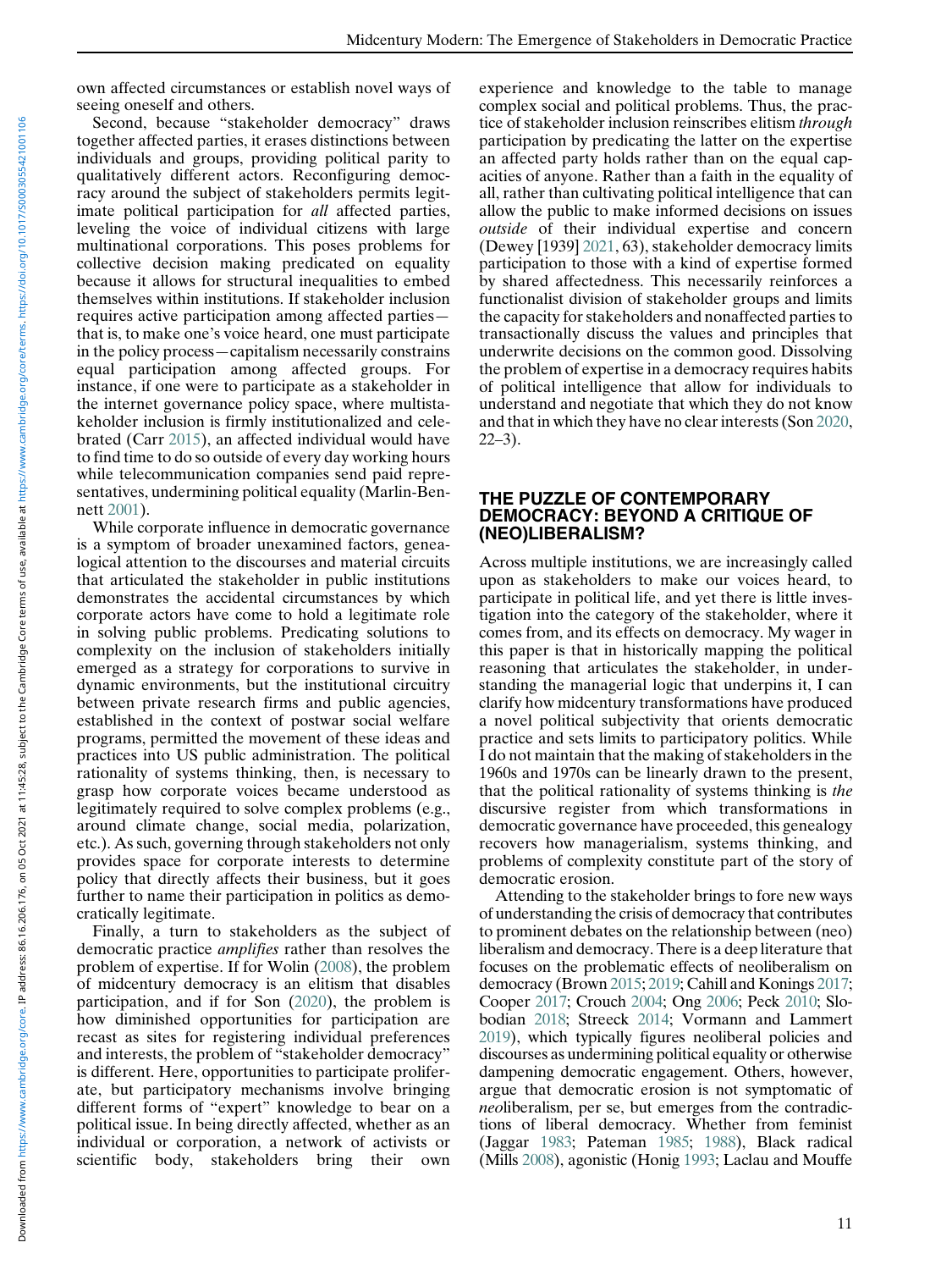own affected circumstances or establish novel ways of seeing oneself and others.

Second, because "stakeholder democracy" draws together affected parties, it erases distinctions between individuals and groups, providing political parity to qualitatively different actors. Reconfiguring democracy around the subject of stakeholders permits legitimate political participation for *all* affected parties, leveling the voice of individual citizens with large multinational corporations. This poses problems for collective decision making predicated on equality because it allows for structural inequalities to embed themselves within institutions. If stakeholder inclusion requires active participation among affected parties—that is, to make one's voice heard, one must participate in the policy process—capitalism necessarily constrains equal participation among affected groups. For instance, if one were to participate as a stakeholder in the internet governance policy space, where multistakeholder inclusion is firmly institutionalized and celebrated (Carr 2015), an affected individual would have to find time to do so outside of every day working hours while telecommunication companies send paid representatives, undermining political equality (Marlin-Bennett 2001).

While corporate influence in democratic governance is a symptom of broader unexamined factors, genealogical attention to the discourses and material circuits that articulated the stakeholder in public institutions demonstrates the accidental circumstances by which corporate actors have come to hold a legitimate role in solving public problems. Predicating solutions to complexity on the inclusion of stakeholders initially emerged as a strategy for corporations to survive in dynamic environments, but the institutional circuitry between private research firms and public agencies, established in the context of postwar social welfare programs, permitted the movement of these ideas and practices into US public administration. The political rationality of systems thinking, then, is necessary to grasp how corporate voices became understood as legitimately required to solve complex problems (e.g., around climate change, social media, polarization, etc.). As such, governing through stakeholders not only provides space for corporate interests to determine policy that directly affects their business, but it goes further to name their participation in politics as democratically legitimate.

Finally, a turn to stakeholders as the subject of democratic practice *amplifies* rather than resolves the problem of expertise. If for Wolin (2008), the problem of midcentury democracy is an elitism that disables participation, and if for Son (2020), the problem is how diminished opportunities for participation are recast as sites for registering individual preferences and interests, the problem of "stakeholder democracy" is different. Here, opportunities to participate proliferate, but participatory mechanisms involve bringing different forms of "expert" knowledge to bear on a political issue. In being directly affected, whether as an individual or corporation, a network of activists or scientific body, stakeholders bring their own experience and knowledge to the table to manage complex social and political problems. Thus, the practice of stakeholder inclusion reinscribes elitism *through* participation by predicating the latter on the expertise an affected party holds rather than on the equal capacities of anyone. Rather than a faith in the equality of all, rather than cultivating political intelligence that can allow the public to make informed decisions on issues *outside* of their individual expertise and concern (Dewey [1939] 2021, 63), stakeholder democracy limits participation to those with a kind of expertise formed by shared affectedness. This necessarily reinforces a functionalist division of stakeholder groups and limits the capacity for stakeholders and nonaffected parties to transactionally discuss the values and principles that underwrite decisions on the common good. Dissolving the problem of expertise in a democracy requires habits of political intelligence that allow for individuals to understand and negotiate that which they do not know and that in which they have no clear interests (Son 2020, 22–3).

## THE PUZZLE OF CONTEMPORARY DEMOCRACY: BEYOND A CRITIQUE OF (NEO)LIBERALISM?

Across multiple institutions, we are increasingly called upon as stakeholders to make our voices heard, to participate in political life, and yet there is little investigation into the category of the stakeholder, where it comes from, and its effects on democracy. My wager in this paper is that in historically mapping the political reasoning that articulates the stakeholder, in understanding the managerial logic that underpins it, I can clarify how midcentury transformations have produced a novel political subjectivity that orients democratic practice and sets limits to participatory politics. While I do not maintain that the making of stakeholders in the 1960s and 1970s can be linearly drawn to the present, that the political rationality of systems thinking is *the* discursive register from which transformations in democratic governance have proceeded, this genealogy recovers how managerialism, systems thinking, and problems of complexity constitute part of the story of democratic erosion.

Attending to the stakeholder brings to fore new ways of understanding the crisis of democracy that contributes to prominent debates on the relationship between (neo)liberalism and democracy. There is a deep literature that focuses on the problematic effects of neoliberalism on democracy (Brown 2015; 2019; Cahill and Konings 2017; Cooper 2017; Crouch 2004; Ong 2006; Peck 2010; Slobodian 2018; Streeck 2014; Vormann and Lammert 2019), which typically figures neoliberal policies and discourses as undermining political equality or otherwise dampening democratic engagement. Others, however, argue that democratic erosion is not symptomatic of *neo*liberalism, per se, but emerges from the contradictions of liberal democracy. Whether from feminist (Jaggar 1983; Pateman 1985; 1988), Black radical (Mills 2008), agonistic (Honig 1993; Laclau and Mouffe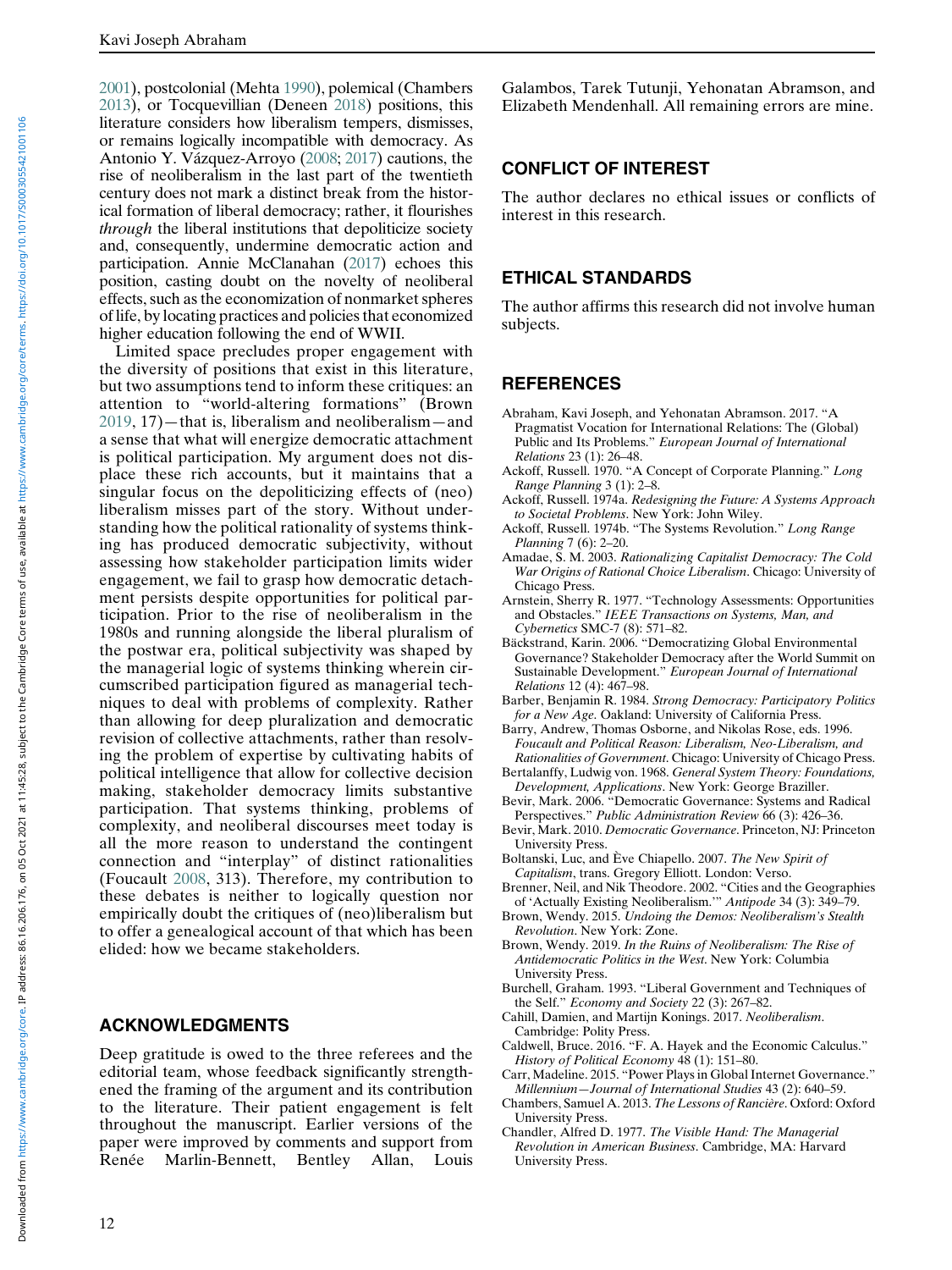2001), postcolonial (Mehta 1990), polemical (Chambers 2013), or Tocquevillian (Deneen 2018) positions, this literature considers how liberalism tempers, dismisses, or remains logically incompatible with democracy. As Antonio Y. Vázquez-Arroyo (2008; 2017) cautions, the rise of neoliberalism in the last part of the twentieth century does not mark a distinct break from the historical formation of liberal democracy; rather, it flourishes *through* the liberal institutions that depoliticize society and, consequently, undermine democratic action and participation. Annie McClanahan (2017) echoes this position, casting doubt on the novelty of neoliberal effects, such as the economization of nonmarket spheres of life, by locating practices and policies that economized higher education following the end of WWII.

Limited space precludes proper engagement with the diversity of positions that exist in this literature, but two assumptions tend to inform these critiques: an attention to "world-altering formations" (Brown 2019, 17)—that is, liberalism and neoliberalism—and a sense that what will energize democratic attachment is political participation. My argument does not displace these rich accounts, but it maintains that a singular focus on the depoliticizing effects of (neo) liberalism misses part of the story. Without understanding how the political rationality of systems thinking has produced democratic subjectivity, without assessing how stakeholder participation limits wider engagement, we fail to grasp how democratic detachment persists despite opportunities for political participation. Prior to the rise of neoliberalism in the 1980s and running alongside the liberal pluralism of the postwar era, political subjectivity was shaped by the managerial logic of systems thinking wherein circumscribed participation figured as managerial techniques to deal with problems of complexity. Rather than allowing for deep pluralization and democratic revision of collective attachments, rather than resolving the problem of expertise by cultivating habits of political intelligence that allow for collective decision making, stakeholder democracy limits substantive participation. That systems thinking, problems of complexity, and neoliberal discourses meet today is all the more reason to understand the contingent connection and "interplay" of distinct rationalities (Foucault 2008, 313). Therefore, my contribution to these debates is neither to logically question nor empirically doubt the critiques of (neo)liberalism but to offer a genealogical account of that which has been elided: how we became stakeholders.

## ACKNOWLEDGMENTS

Deep gratitude is owed to the three referees and the editorial team, whose feedback significantly strengthened the framing of the argument and its contribution to the literature. Their patient engagement is felt throughout the manuscript. Earlier versions of the paper were improved by comments and support from Renée Marlin-Bennett, Bentley Allan, Louis Galambos, Tarek Tutunji, Yehonatan Abramson, and Elizabeth Mendenhall. All remaining errors are mine.

## CONFLICT OF INTEREST

The author declares no ethical issues or conflicts of interest in this research.

## ETHICAL STANDARDS

The author affirms this research did not involve human subjects.

## REFERENCES

- Abraham, Kavi Joseph, and Yehonatan Abramson. 2017. "A Pragmatist Vocation for International Relations: The (Global) Public and Its Problems." *European Journal of International Relations* 23 (1): 26–48.
- Ackoff, Russell. 1970. "A Concept of Corporate Planning." *Long Range Planning* 3 (1): 2–8.
- Ackoff, Russell. 1974a. *Redesigning the Future: A Systems Approach to Societal Problems*. New York: John Wiley.
- Ackoff, Russell. 1974b. "The Systems Revolution." *Long Range Planning* 7 (6): 2–20.
- Amadae, S. M. 2003. *Rationalizing Capitalist Democracy: The Cold War Origins of Rational Choice Liberalism*. Chicago: University of Chicago Press.
- Arnstein, Sherry R. 1977. "Technology Assessments: Opportunities and Obstacles." *IEEE Transactions on Systems, Man, and Cybernetics* SMC-7 (8): 571–82.
- Bäckstrand, Karin. 2006. "Democratizing Global Environmental Governance? Stakeholder Democracy after the World Summit on Sustainable Development." *European Journal of International Relations* 12 (4): 467–98.
- Barber, Benjamin R. 1984. *Strong Democracy: Participatory Politics for a New Age*. Oakland: University of California Press.
- Barry, Andrew, Thomas Osborne, and Nikolas Rose, eds. 1996. *Foucault and Political Reason: Liberalism, Neo-Liberalism, and Rationalities of Government*. Chicago: University of Chicago Press.
- Bertalanffy, Ludwig von. 1968. *General System Theory: Foundations, Development, Applications*. New York: George Braziller.
- Bevir, Mark. 2006. "Democratic Governance: Systems and Radical Perspectives." *Public Administration Review* 66 (3): 426–36.
- Bevir, Mark. 2010. *Democratic Governance*. Princeton, NJ: Princeton University Press.
- Boltanski, Luc, and Ève Chiapello. 2007. *The New Spirit of Capitalism*, trans. Gregory Elliott. London: Verso.
- Brenner, Neil, and Nik Theodore. 2002. "Cities and the Geographies of 'Actually Existing Neoliberalism.'" *Antipode* 34 (3): 349–79.
- Brown, Wendy. 2015. *Undoing the Demos: Neoliberalism's Stealth Revolution*. New York: Zone.
- Brown, Wendy. 2019. *In the Ruins of Neoliberalism: The Rise of Antidemocratic Politics in the West*. New York: Columbia University Press.
- Burchell, Graham. 1993. "Liberal Government and Techniques of the Self." *Economy and Society* 22 (3): 267–82.
- Cahill, Damien, and Martijn Konings. 2017. *Neoliberalism*. Cambridge: Polity Press.
- Caldwell, Bruce. 2016. "F. A. Hayek and the Economic Calculus." *History of Political Economy* 48 (1): 151–80.
- Carr, Madeline. 2015. "Power Plays in Global Internet Governance." *Millennium—Journal of International Studies* 43 (2): 640–59.
- Chambers, Samuel A. 2013. *The Lessons of Rancière*. Oxford: Oxford University Press.
- Chandler, Alfred D. 1977. *The Visible Hand: The Managerial Revolution in American Business*. Cambridge, MA: Harvard University Press.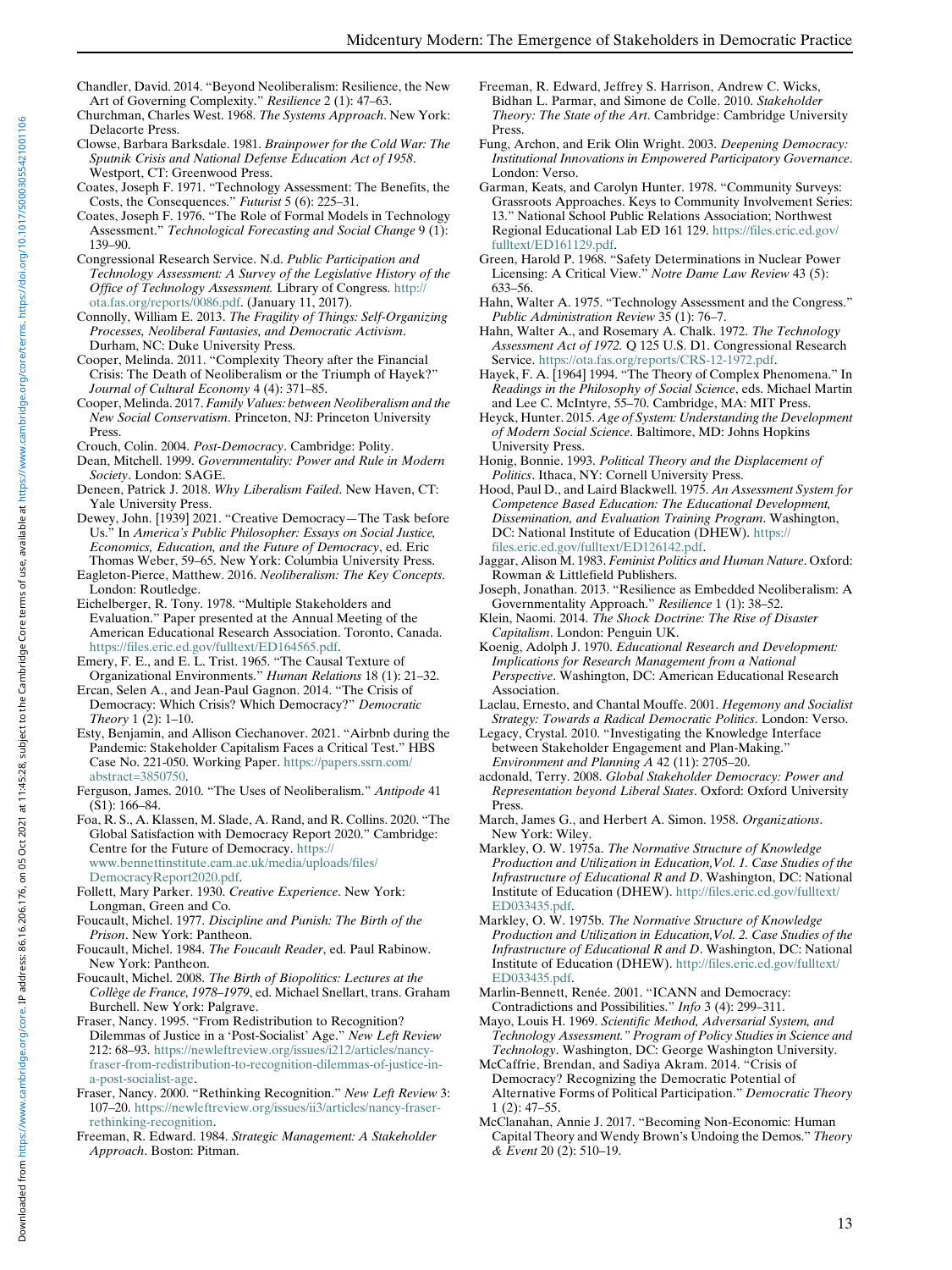Chandler, David. 2014. "Beyond Neoliberalism: Resilience, the New Art of Governing Complexity." *Resilience* 2 (1): 47–63.

Churchman, Charles West. 1968. *The Systems Approach*. New York: Delacorte Press.

Clowse, Barbara Barksdale. 1981. *Brainpower for the Cold War: The Sputnik Crisis and National Defense Education Act of 1958*. Westport, CT: Greenwood Press.

Coates, Joseph F. 1971. "Technology Assessment: The Benefits, the Costs, the Consequences." *Futurist* 5 (6): 225–31.

Coates, Joseph F. 1976. "The Role of Formal Models in Technology Assessment." *Technological Forecasting and Social Change* 9 (1): 139–90.

Congressional Research Service. N.d. *Public Participation and Technology Assessment: A Survey of the Legislative History of the Office of Technology Assessment.* Library of Congress. http://ota.fas.org/reports/0086.pdf. (January 11, 2017).

Connolly, William E. 2013. *The Fragility of Things: Self-Organizing Processes, Neoliberal Fantasies, and Democratic Activism*. Durham, NC: Duke University Press.

Cooper, Melinda. 2011. "Complexity Theory after the Financial Crisis: The Death of Neoliberalism or the Triumph of Hayek?" *Journal of Cultural Economy* 4 (4): 371–85.

Cooper, Melinda. 2017. *Family Values: between Neoliberalism and the New Social Conservatism*. Princeton, NJ: Princeton University Press.

Crouch, Colin. 2004. *Post-Democracy*. Cambridge: Polity.

Dean, Mitchell. 1999. *Governmentality: Power and Rule in Modern Society*. London: SAGE.

Deneen, Patrick J. 2018. *Why Liberalism Failed*. New Haven, CT: Yale University Press.

Dewey, John. [1939] 2021. "Creative Democracy—The Task before Us." In *America's Public Philosopher: Essays on Social Justice, Economics, Education, and the Future of Democracy*, ed. Eric Thomas Weber, 59–65. New York: Columbia University Press.

Eagleton-Pierce, Matthew. 2016. *Neoliberalism: The Key Concepts*. London: Routledge.

Eichelberger, R. Tony. 1978. "Multiple Stakeholders and Evaluation." Paper presented at the Annual Meeting of the American Educational Research Association. Toronto, Canada. https://files.eric.ed.gov/fulltext/ED164565.pdf.

Emery, F. E., and E. L. Trist. 1965. "The Causal Texture of Organizational Environments." *Human Relations* 18 (1): 21–32.

Ercan, Selen A., and Jean-Paul Gagnon. 2014. "The Crisis of Democracy: Which Crisis? Which Democracy?" *Democratic Theory* 1 (2): 1–10.

Esty, Benjamin, and Allison Ciechanover. 2021. "Airbnb during the Pandemic: Stakeholder Capitalism Faces a Critical Test." HBS Case No. 221-050. Working Paper. https://papers.ssrn.com/abstract=3850750.

Ferguson, James. 2010. "The Uses of Neoliberalism." *Antipode* 41 (S1): 166–84.

Foa, R. S., A. Klassen, M. Slade, A. Rand, and R. Collins. 2020. "The Global Satisfaction with Democracy Report 2020." Cambridge: Centre for the Future of Democracy. https://www.bennettinstitute.cam.ac.uk/media/uploads/files/DemocracyReport2020.pdf.

Follett, Mary Parker. 1930. *Creative Experience*. New York: Longman, Green and Co.

Foucault, Michel. 1977. *Discipline and Punish: The Birth of the Prison*. New York: Pantheon.

Foucault, Michel. 1984. *The Foucault Reader*, ed. Paul Rabinow. New York: Pantheon.

Foucault, Michel. 2008. *The Birth of Biopolitics: Lectures at the Collège de France, 1978–1979*, ed. Michael Snellart, trans. Graham Burchell. New York: Palgrave.

Fraser, Nancy. 1995. "From Redistribution to Recognition? Dilemmas of Justice in a 'Post-Socialist' Age." *New Left Review* 212: 68–93. https://newleftreview.org/issues/i212/articles/nancy-fraser-from-redistribution-to-recognition-dilemmas-of-justice-in-a-post-socialist-age.

Fraser, Nancy. 2000. "Rethinking Recognition." *New Left Review* 3: 107–20. https://newleftreview.org/issues/ii3/articles/nancy-fraser-rethinking-recognition.

Freeman, R. Edward. 1984. *Strategic Management: A Stakeholder Approach*. Boston: Pitman.

Freeman, R. Edward, Jeffrey S. Harrison, Andrew C. Wicks, Bidhan L. Parmar, and Simone de Colle. 2010. *Stakeholder Theory: The State of the Art*. Cambridge: Cambridge University Press.

Fung, Archon, and Erik Olin Wright. 2003. *Deepening Democracy: Institutional Innovations in Empowered Participatory Governance*. London: Verso.

Garman, Keats, and Carolyn Hunter. 1978. "Community Surveys: Grassroots Approaches. Keys to Community Involvement Series: 13." National School Public Relations Association; Northwest Regional Educational Lab ED 161 129. https://files.eric.ed.gov/fulltext/ED161129.pdf.

Green, Harold P. 1968. "Safety Determinations in Nuclear Power Licensing: A Critical View." *Notre Dame Law Review* 43 (5): 633–56.

Hahn, Walter A. 1975. "Technology Assessment and the Congress." *Public Administration Review* 35 (1): 76–7.

Hahn, Walter A., and Rosemary A. Chalk. 1972. *The Technology Assessment Act of 1972.* Q 125 U.S. D1. Congressional Research Service. https://ota.fas.org/reports/CRS-12-1972.pdf.

Hayek, F. A. [1964] 1994. "The Theory of Complex Phenomena." In *Readings in the Philosophy of Social Science*, eds. Michael Martin and Lee C. McIntyre, 55–70. Cambridge, MA: MIT Press.

Heyck, Hunter. 2015. *Age of System: Understanding the Development of Modern Social Science*. Baltimore, MD: Johns Hopkins University Press.

Honig, Bonnie. 1993. *Political Theory and the Displacement of Politics*. Ithaca, NY: Cornell University Press.

Hood, Paul D., and Laird Blackwell. 1975. *An Assessment System for Competence Based Education: The Educational Development, Dissemination, and Evaluation Training Program*. Washington, DC: National Institute of Education (DHEW). https://files.eric.ed.gov/fulltext/ED126142.pdf.

Jaggar, Alison M. 1983. *Feminist Politics and Human Nature*. Oxford: Rowman & Littlefield Publishers.

Joseph, Jonathan. 2013. "Resilience as Embedded Neoliberalism: A Governmentality Approach." *Resilience* 1 (1): 38–52.

Klein, Naomi. 2014. *The Shock Doctrine: The Rise of Disaster Capitalism*. London: Penguin UK.

Koenig, Adolph J. 1970. *Educational Research and Development: Implications for Research Management from a National Perspective*. Washington, DC: American Educational Research Association.

Laclau, Ernesto, and Chantal Mouffe. 2001. *Hegemony and Socialist Strategy: Towards a Radical Democratic Politics*. London: Verso.

Legacy, Crystal. 2010. "Investigating the Knowledge Interface between Stakeholder Engagement and Plan-Making." *Environment and Planning A* 42 (11): 2705–20.

acdonald, Terry. 2008. *Global Stakeholder Democracy: Power and Representation beyond Liberal States*. Oxford: Oxford University Press.

March, James G., and Herbert A. Simon. 1958. *Organizations*. New York: Wiley.

Markley, O. W. 1975a. *The Normative Structure of Knowledge Production and Utilization in Education,Vol. 1. Case Studies of the Infrastructure of Educational R and D*. Washington, DC: National Institute of Education (DHEW). http://files.eric.ed.gov/fulltext/ED033435.pdf.

Markley, O. W. 1975b. *The Normative Structure of Knowledge Production and Utilization in Education,Vol. 2. Case Studies of the Infrastructure of Educational R and D*. Washington, DC: National Institute of Education (DHEW). http://files.eric.ed.gov/fulltext/ED033435.pdf.

Marlin-Bennett, Renée. 2001. "ICANN and Democracy: Contradictions and Possibilities." *Info* 3 (4): 299–311.

Mayo, Louis H. 1969. *Scientific Method, Adversarial System, and Technology Assessment." Program of Policy Studies in Science and Technology*. Washington, DC: George Washington University.

McCaffrie, Brendan, and Sadiya Akram. 2014. "Crisis of Democracy? Recognizing the Democratic Potential of Alternative Forms of Political Participation." *Democratic Theory* 1 (2): 47–55.

McClanahan, Annie J. 2017. "Becoming Non-Economic: Human Capital Theory and Wendy Brown's Undoing the Demos." *Theory & Event* 20 (2): 510–19.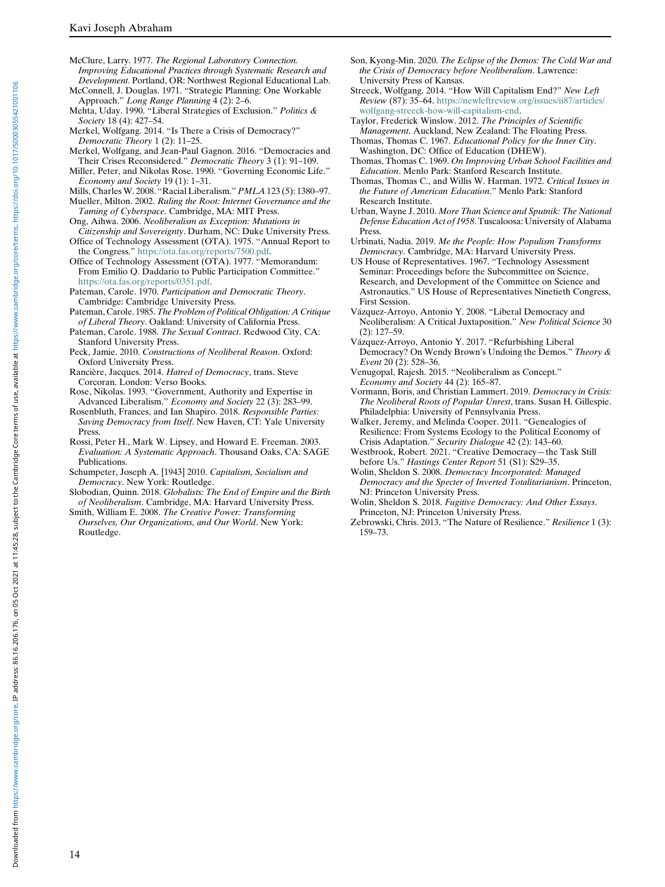McClure, Larry. 1977. *The Regional Laboratory Connection. Improving Educational Practices through Systematic Research and Development*. Portland, OR: Northwest Regional Educational Lab.

McConnell, J. Douglas. 1971. "Strategic Planning: One Workable Approach." *Long Range Planning* 4 (2): 2–6.

Mehta, Uday. 1990. "Liberal Strategies of Exclusion." *Politics & Society* 18 (4): 427–54.

Merkel, Wolfgang. 2014. "Is There a Crisis of Democracy?" *Democratic Theory* 1 (2): 11–25.

Merkel, Wolfgang, and Jean-Paul Gagnon. 2016. "Democracies and Their Crises Reconsidered." *Democratic Theory* 3 (1): 91–109.

Miller, Peter, and Nikolas Rose. 1990. "Governing Economic Life." *Economy and Society* 19 (1): 1–31.

Mills, Charles W. 2008. "Racial Liberalism." *PMLA* 123 (5): 1380–97.

Mueller, Milton. 2002. *Ruling the Root: Internet Governance and the Taming of Cyberspace*. Cambridge, MA: MIT Press.

Ong, Aihwa. 2006. *Neoliberalism as Exception: Mutations in Citizenship and Sovereignty*. Durham, NC: Duke University Press.

Office of Technology Assessment (OTA). 1975. "Annual Report to the Congress." https://ota.fas.org/reports/7500.pdf.

Office of Technology Assessment (OTA). 1977. "Memorandum: From Emilio Q. Daddario to Public Participation Committee." https://ota.fas.org/reports/0351.pdf.

Pateman, Carole. 1970. *Participation and Democratic Theory*. Cambridge: Cambridge University Press.

Pateman, Carole. 1985. *The Problem of Political Obligation: A Critique of Liberal Theory*. Oakland: University of California Press.

Pateman, Carole. 1988. *The Sexual Contract*. Redwood City, CA: Stanford University Press.

Peck, Jamie. 2010. *Constructions of Neoliberal Reason*. Oxford: Oxford University Press.

Rancière, Jacques. 2014. *Hatred of Democracy*, trans. Steve Corcoran. London: Verso Books.

Rose, Nikolas. 1993. "Government, Authority and Expertise in Advanced Liberalism." *Economy and Society* 22 (3): 283–99.

Rosenbluth, Frances, and Ian Shapiro. 2018. *Responsible Parties: Saving Democracy from Itself*. New Haven, CT: Yale University Press.

Rossi, Peter H., Mark W. Lipsey, and Howard E. Freeman. 2003. *Evaluation: A Systematic Approach*. Thousand Oaks, CA: SAGE Publications.

Schumpeter, Joseph A. [1943] 2010. *Capitalism, Socialism and Democracy*. New York: Routledge.

Slobodian, Quinn. 2018. *Globalists: The End of Empire and the Birth of Neoliberalism*. Cambridge, MA: Harvard University Press.

Smith, William E. 2008. *The Creative Power: Transforming Ourselves, Our Organizations, and Our World*. New York: Routledge.

Son, Kyong-Min. 2020. *The Eclipse of the Demos: The Cold War and the Crisis of Democracy before Neoliberalism*. Lawrence: University Press of Kansas.

Streeck, Wolfgang. 2014. "How Will Capitalism End?" *New Left Review* (87): 35–64. https://newleftreview.org/issues/ii87/articles/wolfgang-streeck-how-will-capitalism-end.

Taylor, Frederick Winslow. 2012. *The Principles of Scientific Management*. Auckland, New Zealand: The Floating Press.

Thomas, Thomas C. 1967. *Educational Policy for the Inner City*. Washington, DC: Office of Education (DHEW).

Thomas, Thomas C. 1969. *On Improving Urban School Facilities and Education*. Menlo Park: Stanford Research Institute.

Thomas, Thomas C., and Willis W. Harman. 1972. *Critical Issues in the Future of American Education*." Menlo Park: Stanford Research Institute.

Urban, Wayne J. 2010. *More Than Science and Sputnik: The National Defense Education Act of 1958*. Tuscaloosa: University of Alabama Press.

Urbinati, Nadia. 2019. *Me the People: How Populism Transforms Democracy*. Cambridge, MA: Harvard University Press.

US House of Representatives. 1967. "Technology Assessment Seminar: Proceedings before the Subcommittee on Science, Research, and Development of the Committee on Science and Astronautics." US House of Representatives Ninetieth Congress, First Session.

Vázquez-Arroyo, Antonio Y. 2008. "Liberal Democracy and Neoliberalism: A Critical Juxtaposition." *New Political Science* 30 (2): 127–59.

Vázquez-Arroyo, Antonio Y. 2017. "Refurbishing Liberal Democracy? On Wendy Brown's Undoing the Demos." *Theory & Event* 20 (2): 528–36.

Venugopal, Rajesh. 2015. "Neoliberalism as Concept." *Economy and Society* 44 (2): 165–87.

Vormann, Boris, and Christian Lammert. 2019. *Democracy in Crisis: The Neoliberal Roots of Popular Unrest*, trans. Susan H. Gillespie. Philadelphia: University of Pennsylvania Press.

Walker, Jeremy, and Melinda Cooper. 2011. "Genealogies of Resilience: From Systems Ecology to the Political Economy of Crisis Adaptation." *Security Dialogue* 42 (2): 143–60.

Westbrook, Robert. 2021. "Creative Democracy—the Task Still before Us." *Hastings Center Report* 51 (S1): S29–35.

Wolin, Sheldon S. 2008. *Democracy Incorporated: Managed Democracy and the Specter of Inverted Totalitarianism*. Princeton, NJ: Princeton University Press.

Wolin, Sheldon S. 2018. *Fugitive Democracy: And Other Essays*. Princeton, NJ: Princeton University Press.

Zebrowski, Chris. 2013. "The Nature of Resilience." *Resilience* 1 (3): 159–73.